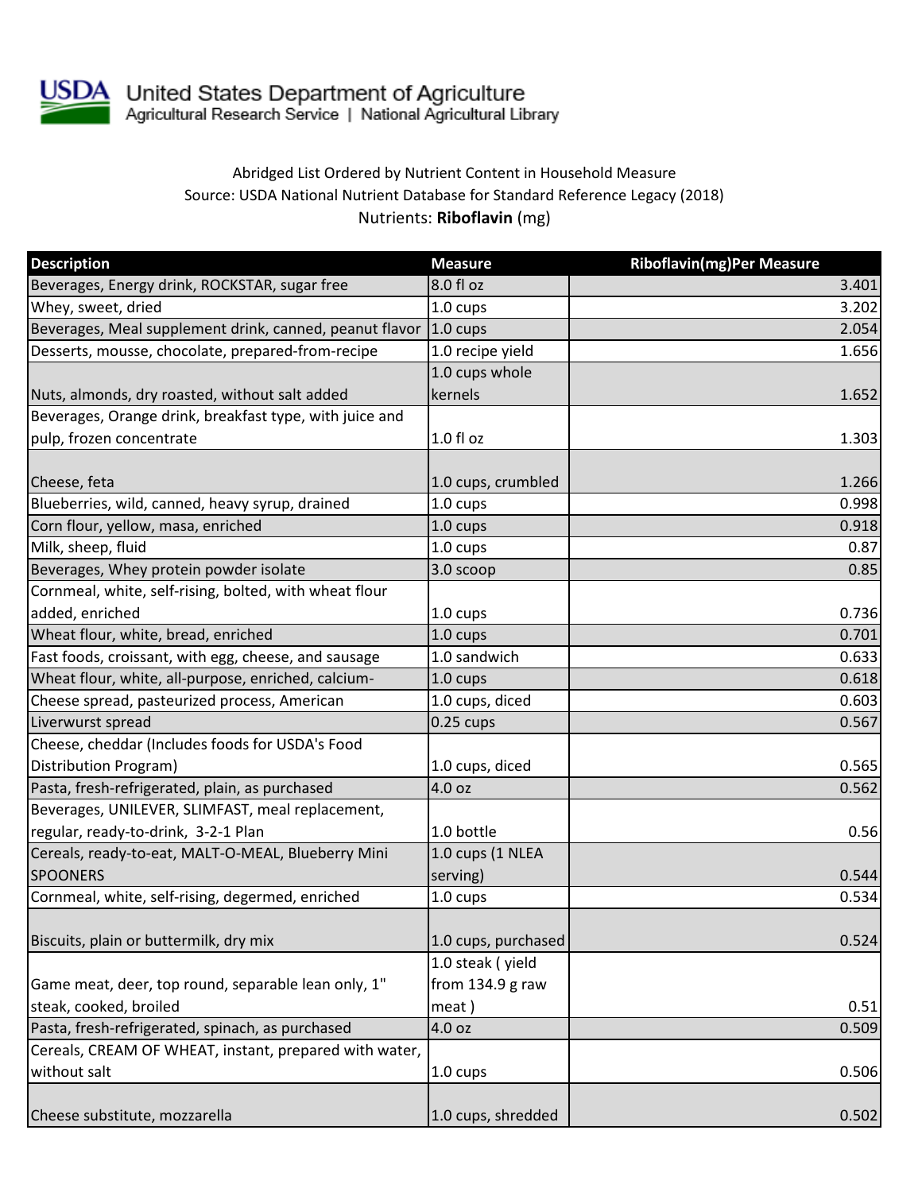United States Department of Agriculture
Agricultural Research Service | National Agricultural Library

Abridged List Ordered by Nutrient Content in Household Measure
Source: USDA National Nutrient Database for Standard Reference Legacy (2018)
Nutrients: **Riboflavin** (mg)

| Description | Measure | Riboflavin(mg)Per Measure |
|---|---|---|
| Beverages, Energy drink, ROCKSTAR, sugar free | 8.0 fl oz | 3.401 |
| Whey, sweet, dried | 1.0 cups | 3.202 |
| Beverages, Meal supplement drink, canned, peanut flavor | 1.0 cups | 2.054 |
| Desserts, mousse, chocolate, prepared-from-recipe | 1.0 recipe yield | 1.656 |
| Nuts, almonds, dry roasted, without salt added | 1.0 cups whole kernels | 1.652 |
| Beverages, Orange drink, breakfast type, with juice and pulp, frozen concentrate | 1.0 fl oz | 1.303 |
| Cheese, feta | 1.0 cups, crumbled | 1.266 |
| Blueberries, wild, canned, heavy syrup, drained | 1.0 cups | 0.998 |
| Corn flour, yellow, masa, enriched | 1.0 cups | 0.918 |
| Milk, sheep, fluid | 1.0 cups | 0.87 |
| Beverages, Whey protein powder isolate | 3.0 scoop | 0.85 |
| Cornmeal, white, self-rising, bolted, with wheat flour added, enriched | 1.0 cups | 0.736 |
| Wheat flour, white, bread, enriched | 1.0 cups | 0.701 |
| Fast foods, croissant, with egg, cheese, and sausage | 1.0 sandwich | 0.633 |
| Wheat flour, white, all-purpose, enriched, calcium- | 1.0 cups | 0.618 |
| Cheese spread, pasteurized process, American | 1.0 cups, diced | 0.603 |
| Liverwurst spread | 0.25 cups | 0.567 |
| Cheese, cheddar (Includes foods for USDA's Food Distribution Program) | 1.0 cups, diced | 0.565 |
| Pasta, fresh-refrigerated, plain, as purchased | 4.0 oz | 0.562 |
| Beverages, UNILEVER, SLIMFAST, meal replacement, regular, ready-to-drink, 3-2-1 Plan | 1.0 bottle | 0.56 |
| Cereals, ready-to-eat, MALT-O-MEAL, Blueberry Mini SPOONERS | 1.0 cups (1 NLEA serving) | 0.544 |
| Cornmeal, white, self-rising, degermed, enriched | 1.0 cups | 0.534 |
| Biscuits, plain or buttermilk, dry mix | 1.0 cups, purchased | 0.524 |
| Game meat, deer, top round, separable lean only, 1" steak, cooked, broiled | 1.0 steak ( yield from 134.9 g raw meat ) | 0.51 |
| Pasta, fresh-refrigerated, spinach, as purchased | 4.0 oz | 0.509 |
| Cereals, CREAM OF WHEAT, instant, prepared with water, without salt | 1.0 cups | 0.506 |
| Cheese substitute, mozzarella | 1.0 cups, shredded | 0.502 |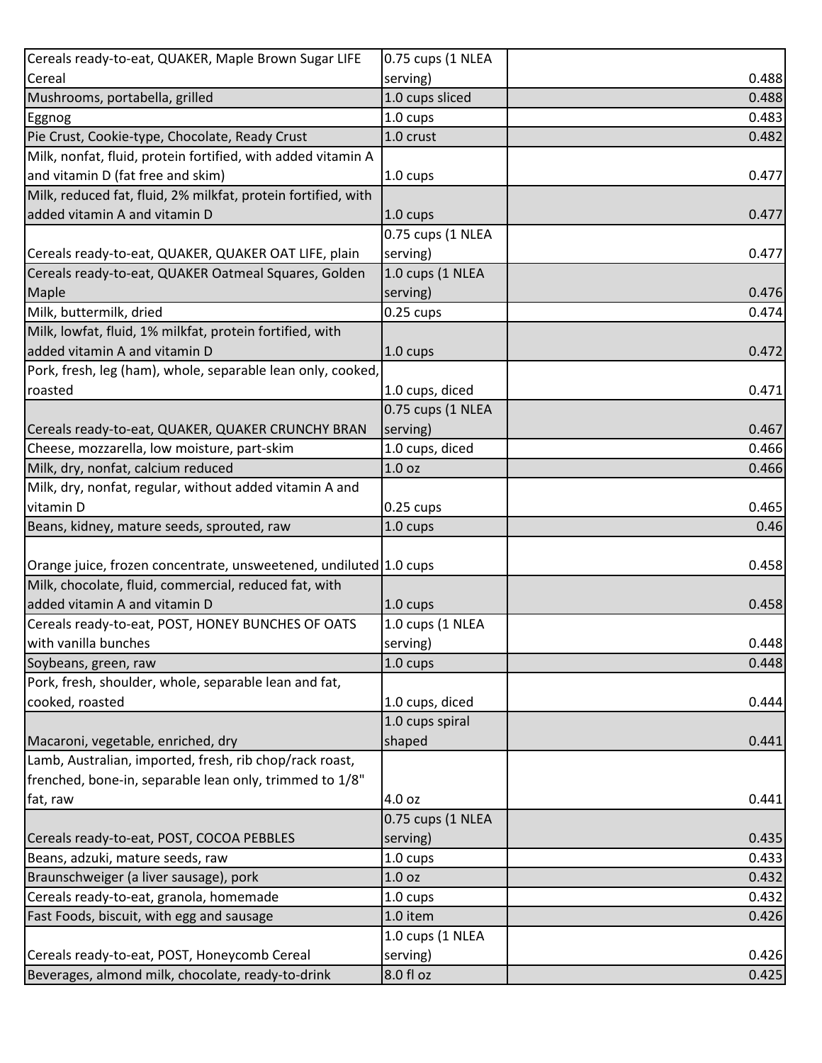| | | |
|---|---|---|
| Cereals ready-to-eat, QUAKER, Maple Brown Sugar LIFE Cereal | 0.75 cups (1 NLEA serving) | 0.488 |
| Mushrooms, portabella, grilled | 1.0 cups sliced | 0.488 |
| Eggnog | 1.0 cups | 0.483 |
| Pie Crust, Cookie-type, Chocolate, Ready Crust | 1.0 crust | 0.482 |
| Milk, nonfat, fluid, protein fortified, with added vitamin A and vitamin D (fat free and skim) | 1.0 cups | 0.477 |
| Milk, reduced fat, fluid, 2% milkfat, protein fortified, with added vitamin A and vitamin D | 1.0 cups | 0.477 |
| Cereals ready-to-eat, QUAKER, QUAKER OAT LIFE, plain | 0.75 cups (1 NLEA serving) | 0.477 |
| Cereals ready-to-eat, QUAKER Oatmeal Squares, Golden Maple | 1.0 cups (1 NLEA serving) | 0.476 |
| Milk, buttermilk, dried | 0.25 cups | 0.474 |
| Milk, lowfat, fluid, 1% milkfat, protein fortified, with added vitamin A and vitamin D | 1.0 cups | 0.472 |
| Pork, fresh, leg (ham), whole, separable lean only, cooked, roasted | 1.0 cups, diced | 0.471 |
| Cereals ready-to-eat, QUAKER, QUAKER CRUNCHY BRAN | 0.75 cups (1 NLEA serving) | 0.467 |
| Cheese, mozzarella, low moisture, part-skim | 1.0 cups, diced | 0.466 |
| Milk, dry, nonfat, calcium reduced | 1.0 oz | 0.466 |
| Milk, dry, nonfat, regular, without added vitamin A and vitamin D | 0.25 cups | 0.465 |
| Beans, kidney, mature seeds, sprouted, raw | 1.0 cups | 0.46 |
| Orange juice, frozen concentrate, unsweetened, undiluted | 1.0 cups | 0.458 |
| Milk, chocolate, fluid, commercial, reduced fat, with added vitamin A and vitamin D | 1.0 cups | 0.458 |
| Cereals ready-to-eat, POST, HONEY BUNCHES OF OATS with vanilla bunches | 1.0 cups (1 NLEA serving) | 0.448 |
| Soybeans, green, raw | 1.0 cups | 0.448 |
| Pork, fresh, shoulder, whole, separable lean and fat, cooked, roasted | 1.0 cups, diced | 0.444 |
| Macaroni, vegetable, enriched, dry | 1.0 cups spiral shaped | 0.441 |
| Lamb, Australian, imported, fresh, rib chop/rack roast, frenched, bone-in, separable lean only, trimmed to 1/8" fat, raw | 4.0 oz | 0.441 |
| Cereals ready-to-eat, POST, COCOA PEBBLES | 0.75 cups (1 NLEA serving) | 0.435 |
| Beans, adzuki, mature seeds, raw | 1.0 cups | 0.433 |
| Braunschweiger (a liver sausage), pork | 1.0 oz | 0.432 |
| Cereals ready-to-eat, granola, homemade | 1.0 cups | 0.432 |
| Fast Foods, biscuit, with egg and sausage | 1.0 item | 0.426 |
| Cereals ready-to-eat, POST, Honeycomb Cereal | 1.0 cups (1 NLEA serving) | 0.426 |
| Beverages, almond milk, chocolate, ready-to-drink | 8.0 fl oz | 0.425 |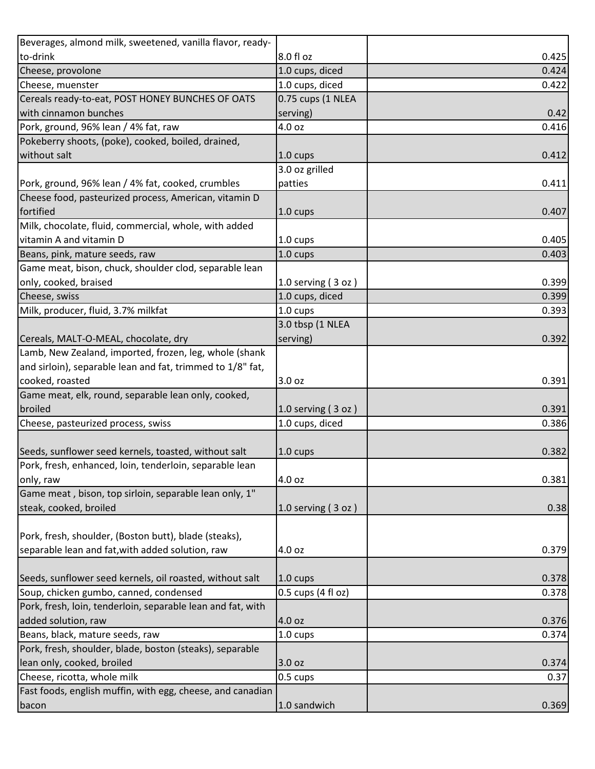| | | |
|---|---|---|
| Beverages, almond milk, sweetened, vanilla flavor, ready-to-drink | 8.0 fl oz | 0.425 |
| Cheese, provolone | 1.0 cups, diced | 0.424 |
| Cheese, muenster | 1.0 cups, diced | 0.422 |
| Cereals ready-to-eat, POST HONEY BUNCHES OF OATS with cinnamon bunches | 0.75 cups (1 NLEA serving) | 0.42 |
| Pork, ground, 96% lean / 4% fat, raw | 4.0 oz | 0.416 |
| Pokeberry shoots, (poke), cooked, boiled, drained, without salt | 1.0 cups | 0.412 |
| Pork, ground, 96% lean / 4% fat, cooked, crumbles | 3.0 oz grilled patties | 0.411 |
| Cheese food, pasteurized process, American, vitamin D fortified | 1.0 cups | 0.407 |
| Milk, chocolate, fluid, commercial, whole, with added vitamin A and vitamin D | 1.0 cups | 0.405 |
| Beans, pink, mature seeds, raw | 1.0 cups | 0.403 |
| Game meat, bison, chuck, shoulder clod, separable lean only, cooked, braised | 1.0 serving ( 3 oz ) | 0.399 |
| Cheese, swiss | 1.0 cups, diced | 0.399 |
| Milk, producer, fluid, 3.7% milkfat | 1.0 cups | 0.393 |
| Cereals, MALT-O-MEAL, chocolate, dry | 3.0 tbsp (1 NLEA serving) | 0.392 |
| Lamb, New Zealand, imported, frozen, leg, whole (shank and sirloin), separable lean and fat, trimmed to 1/8" fat, cooked, roasted | 3.0 oz | 0.391 |
| Game meat, elk, round, separable lean only, cooked, broiled | 1.0 serving ( 3 oz ) | 0.391 |
| Cheese, pasteurized process, swiss | 1.0 cups, diced | 0.386 |
| Seeds, sunflower seed kernels, toasted, without salt | 1.0 cups | 0.382 |
| Pork, fresh, enhanced, loin, tenderloin, separable lean only, raw | 4.0 oz | 0.381 |
| Game meat , bison, top sirloin, separable lean only, 1" steak, cooked, broiled | 1.0 serving ( 3 oz ) | 0.38 |
| Pork, fresh, shoulder, (Boston butt), blade (steaks), separable lean and fat,with added solution, raw | 4.0 oz | 0.379 |
| Seeds, sunflower seed kernels, oil roasted, without salt | 1.0 cups | 0.378 |
| Soup, chicken gumbo, canned, condensed | 0.5 cups (4 fl oz) | 0.378 |
| Pork, fresh, loin, tenderloin, separable lean and fat, with added solution, raw | 4.0 oz | 0.376 |
| Beans, black, mature seeds, raw | 1.0 cups | 0.374 |
| Pork, fresh, shoulder, blade, boston (steaks), separable lean only, cooked, broiled | 3.0 oz | 0.374 |
| Cheese, ricotta, whole milk | 0.5 cups | 0.37 |
| Fast foods, english muffin, with egg, cheese, and canadian bacon | 1.0 sandwich | 0.369 |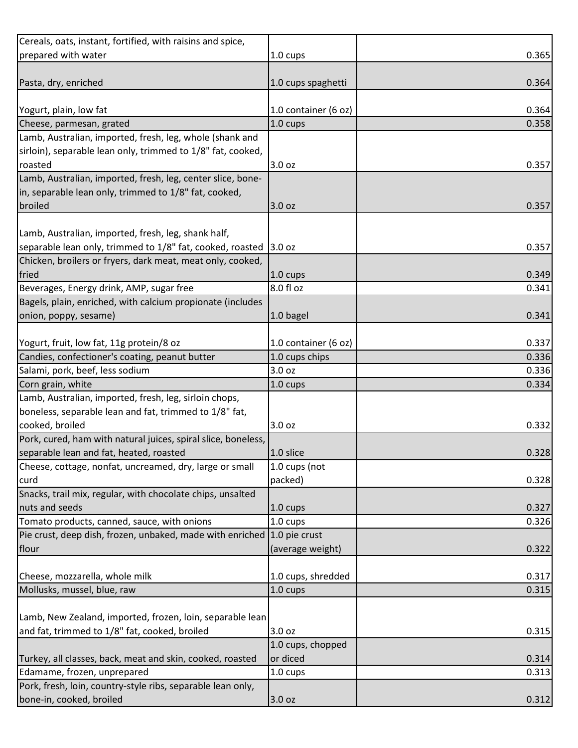| | | |
|---|---|---|
| Cereals, oats, instant, fortified, with raisins and spice, prepared with water | 1.0 cups | 0.365 |
| Pasta, dry, enriched | 1.0 cups spaghetti | 0.364 |
| Yogurt, plain, low fat | 1.0 container (6 oz) | 0.364 |
| Cheese, parmesan, grated | 1.0 cups | 0.358 |
| Lamb, Australian, imported, fresh, leg, whole (shank and sirloin), separable lean only, trimmed to 1/8" fat, cooked, roasted | 3.0 oz | 0.357 |
| Lamb, Australian, imported, fresh, leg, center slice, bone-in, separable lean only, trimmed to 1/8" fat, cooked, broiled | 3.0 oz | 0.357 |
| Lamb, Australian, imported, fresh, leg, shank half, separable lean only, trimmed to 1/8" fat, cooked, roasted | 3.0 oz | 0.357 |
| Chicken, broilers or fryers, dark meat, meat only, cooked, fried | 1.0 cups | 0.349 |
| Beverages, Energy drink, AMP, sugar free | 8.0 fl oz | 0.341 |
| Bagels, plain, enriched, with calcium propionate (includes onion, poppy, sesame) | 1.0 bagel | 0.341 |
| Yogurt, fruit, low fat, 11g protein/8 oz | 1.0 container (6 oz) | 0.337 |
| Candies, confectioner's coating, peanut butter | 1.0 cups chips | 0.336 |
| Salami, pork, beef, less sodium | 3.0 oz | 0.336 |
| Corn grain, white | 1.0 cups | 0.334 |
| Lamb, Australian, imported, fresh, leg, sirloin chops, boneless, separable lean and fat, trimmed to 1/8" fat, cooked, broiled | 3.0 oz | 0.332 |
| Pork, cured, ham with natural juices, spiral slice, boneless, separable lean and fat, heated, roasted | 1.0 slice | 0.328 |
| Cheese, cottage, nonfat, uncreamed, dry, large or small curd | 1.0 cups (not packed) | 0.328 |
| Snacks, trail mix, regular, with chocolate chips, unsalted nuts and seeds | 1.0 cups | 0.327 |
| Tomato products, canned, sauce, with onions | 1.0 cups | 0.326 |
| Pie crust, deep dish, frozen, unbaked, made with enriched flour | 1.0 pie crust (average weight) | 0.322 |
| Cheese, mozzarella, whole milk | 1.0 cups, shredded | 0.317 |
| Mollusks, mussel, blue, raw | 1.0 cups | 0.315 |
| Lamb, New Zealand, imported, frozen, loin, separable lean and fat, trimmed to 1/8" fat, cooked, broiled | 3.0 oz | 0.315 |
| Turkey, all classes, back, meat and skin, cooked, roasted | 1.0 cups, chopped or diced | 0.314 |
| Edamame, frozen, unprepared | 1.0 cups | 0.313 |
| Pork, fresh, loin, country-style ribs, separable lean only, bone-in, cooked, broiled | 3.0 oz | 0.312 |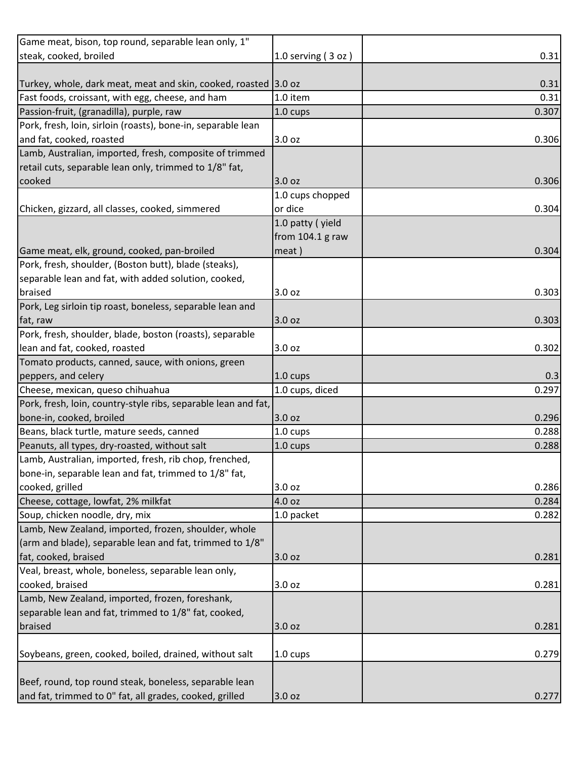| | | |
|---|---|---|
| Game meat, bison, top round, separable lean only, 1" steak, cooked, broiled | 1.0 serving ( 3 oz ) | 0.31 |
| Turkey, whole, dark meat, meat and skin, cooked, roasted | 3.0 oz | 0.31 |
| Fast foods, croissant, with egg, cheese, and ham | 1.0 item | 0.31 |
| Passion-fruit, (granadilla), purple, raw | 1.0 cups | 0.307 |
| Pork, fresh, loin, sirloin (roasts), bone-in, separable lean and fat, cooked, roasted | 3.0 oz | 0.306 |
| Lamb, Australian, imported, fresh, composite of trimmed retail cuts, separable lean only, trimmed to 1/8" fat, cooked | 3.0 oz | 0.306 |
| Chicken, gizzard, all classes, cooked, simmered | 1.0 cups chopped or dice | 0.304 |
| Game meat, elk, ground, cooked, pan-broiled | 1.0 patty ( yield from 104.1 g raw meat ) | 0.304 |
| Pork, fresh, shoulder, (Boston butt), blade (steaks), separable lean and fat, with added solution, cooked, braised | 3.0 oz | 0.303 |
| Pork, Leg sirloin tip roast, boneless, separable lean and fat, raw | 3.0 oz | 0.303 |
| Pork, fresh, shoulder, blade, boston (roasts), separable lean and fat, cooked, roasted | 3.0 oz | 0.302 |
| Tomato products, canned, sauce, with onions, green peppers, and celery | 1.0 cups | 0.3 |
| Cheese, mexican, queso chihuahua | 1.0 cups, diced | 0.297 |
| Pork, fresh, loin, country-style ribs, separable lean and fat, bone-in, cooked, broiled | 3.0 oz | 0.296 |
| Beans, black turtle, mature seeds, canned | 1.0 cups | 0.288 |
| Peanuts, all types, dry-roasted, without salt | 1.0 cups | 0.288 |
| Lamb, Australian, imported, fresh, rib chop, frenched, bone-in, separable lean and fat, trimmed to 1/8" fat, cooked, grilled | 3.0 oz | 0.286 |
| Cheese, cottage, lowfat, 2% milkfat | 4.0 oz | 0.284 |
| Soup, chicken noodle, dry, mix | 1.0 packet | 0.282 |
| Lamb, New Zealand, imported, frozen, shoulder, whole (arm and blade), separable lean and fat, trimmed to 1/8" fat, cooked, braised | 3.0 oz | 0.281 |
| Veal, breast, whole, boneless, separable lean only, cooked, braised | 3.0 oz | 0.281 |
| Lamb, New Zealand, imported, frozen, foreshank, separable lean and fat, trimmed to 1/8" fat, cooked, braised | 3.0 oz | 0.281 |
| Soybeans, green, cooked, boiled, drained, without salt | 1.0 cups | 0.279 |
| Beef, round, top round steak, boneless, separable lean and fat, trimmed to 0" fat, all grades, cooked, grilled | 3.0 oz | 0.277 |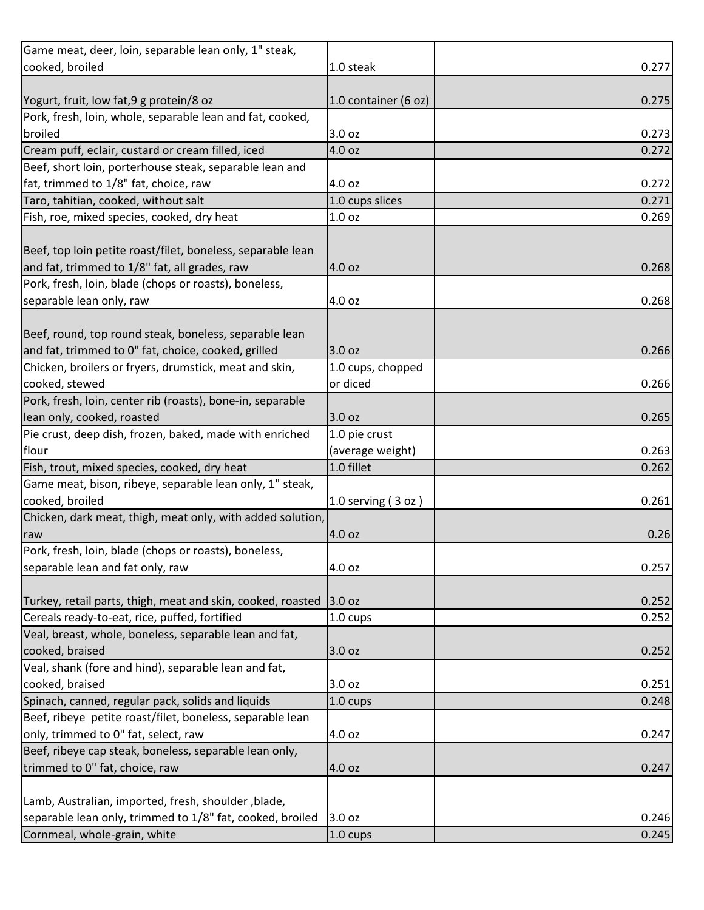| | | |
|---|---|---|
| Game meat, deer, loin, separable lean only, 1" steak, cooked, broiled | 1.0 steak | 0.277 |
| Yogurt, fruit, low fat,9 g protein/8 oz | 1.0 container (6 oz) | 0.275 |
| Pork, fresh, loin, whole, separable lean and fat, cooked, broiled | 3.0 oz | 0.273 |
| Cream puff, eclair, custard or cream filled, iced | 4.0 oz | 0.272 |
| Beef, short loin, porterhouse steak, separable lean and fat, trimmed to 1/8" fat, choice, raw | 4.0 oz | 0.272 |
| Taro, tahitian, cooked, without salt | 1.0 cups slices | 0.271 |
| Fish, roe, mixed species, cooked, dry heat | 1.0 oz | 0.269 |
| Beef, top loin petite roast/filet, boneless, separable lean and fat, trimmed to 1/8" fat, all grades, raw | 4.0 oz | 0.268 |
| Pork, fresh, loin, blade (chops or roasts), boneless, separable lean only, raw | 4.0 oz | 0.268 |
| Beef, round, top round steak, boneless, separable lean and fat, trimmed to 0" fat, choice, cooked, grilled | 3.0 oz | 0.266 |
| Chicken, broilers or fryers, drumstick, meat and skin, cooked, stewed | 1.0 cups, chopped or diced | 0.266 |
| Pork, fresh, loin, center rib (roasts), bone-in, separable lean only, cooked, roasted | 3.0 oz | 0.265 |
| Pie crust, deep dish, frozen, baked, made with enriched flour | 1.0 pie crust (average weight) | 0.263 |
| Fish, trout, mixed species, cooked, dry heat | 1.0 fillet | 0.262 |
| Game meat, bison, ribeye, separable lean only, 1" steak, cooked, broiled | 1.0 serving ( 3 oz ) | 0.261 |
| Chicken, dark meat, thigh, meat only, with added solution, raw | 4.0 oz | 0.26 |
| Pork, fresh, loin, blade (chops or roasts), boneless, separable lean and fat only, raw | 4.0 oz | 0.257 |
| Turkey, retail parts, thigh, meat and skin, cooked, roasted | 3.0 oz | 0.252 |
| Cereals ready-to-eat, rice, puffed, fortified | 1.0 cups | 0.252 |
| Veal, breast, whole, boneless, separable lean and fat, cooked, braised | 3.0 oz | 0.252 |
| Veal, shank (fore and hind), separable lean and fat, cooked, braised | 3.0 oz | 0.251 |
| Spinach, canned, regular pack, solids and liquids | 1.0 cups | 0.248 |
| Beef, ribeye petite roast/filet, boneless, separable lean only, trimmed to 0" fat, select, raw | 4.0 oz | 0.247 |
| Beef, ribeye cap steak, boneless, separable lean only, trimmed to 0" fat, choice, raw | 4.0 oz | 0.247 |
| Lamb, Australian, imported, fresh, shoulder ,blade, separable lean only, trimmed to 1/8" fat, cooked, broiled | 3.0 oz | 0.246 |
| Cornmeal, whole-grain, white | 1.0 cups | 0.245 |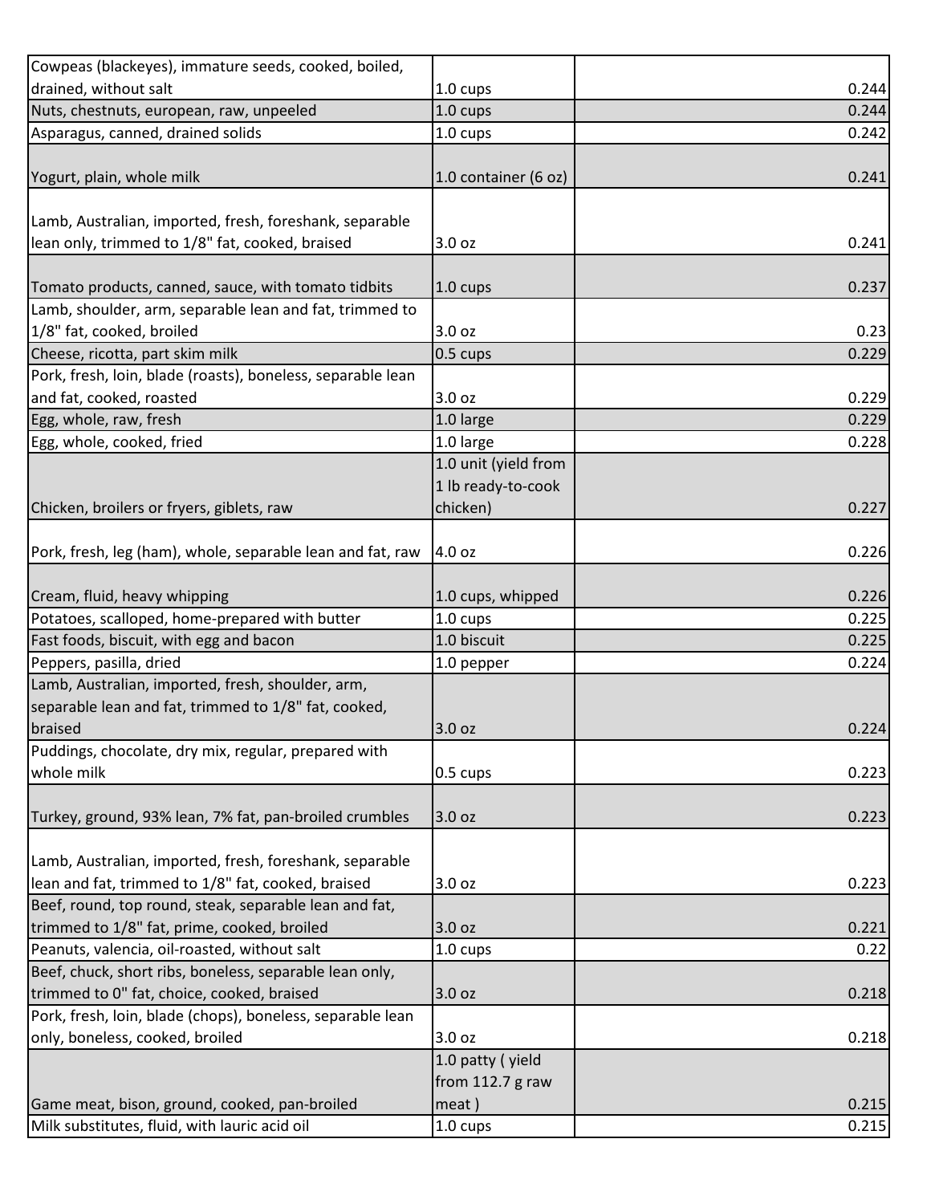| | | |
|---|---|---|
| Cowpeas (blackeyes), immature seeds, cooked, boiled, drained, without salt | 1.0 cups | 0.244 |
| Nuts, chestnuts, european, raw, unpeeled | 1.0 cups | 0.244 |
| Asparagus, canned, drained solids | 1.0 cups | 0.242 |
| Yogurt, plain, whole milk | 1.0 container (6 oz) | 0.241 |
| Lamb, Australian, imported, fresh, foreshank, separable lean only, trimmed to 1/8" fat, cooked, braised | 3.0 oz | 0.241 |
| Tomato products, canned, sauce, with tomato tidbits | 1.0 cups | 0.237 |
| Lamb, shoulder, arm, separable lean and fat, trimmed to 1/8" fat, cooked, broiled | 3.0 oz | 0.23 |
| Cheese, ricotta, part skim milk | 0.5 cups | 0.229 |
| Pork, fresh, loin, blade (roasts), boneless, separable lean and fat, cooked, roasted | 3.0 oz | 0.229 |
| Egg, whole, raw, fresh | 1.0 large | 0.229 |
| Egg, whole, cooked, fried | 1.0 large | 0.228 |
| Chicken, broilers or fryers, giblets, raw | 1.0 unit (yield from 1 lb ready-to-cook chicken) | 0.227 |
| Pork, fresh, leg (ham), whole, separable lean and fat, raw | 4.0 oz | 0.226 |
| Cream, fluid, heavy whipping | 1.0 cups, whipped | 0.226 |
| Potatoes, scalloped, home-prepared with butter | 1.0 cups | 0.225 |
| Fast foods, biscuit, with egg and bacon | 1.0 biscuit | 0.225 |
| Peppers, pasilla, dried | 1.0 pepper | 0.224 |
| Lamb, Australian, imported, fresh, shoulder, arm, separable lean and fat, trimmed to 1/8" fat, cooked, braised | 3.0 oz | 0.224 |
| Puddings, chocolate, dry mix, regular, prepared with whole milk | 0.5 cups | 0.223 |
| Turkey, ground, 93% lean, 7% fat, pan-broiled crumbles | 3.0 oz | 0.223 |
| Lamb, Australian, imported, fresh, foreshank, separable lean and fat, trimmed to 1/8" fat, cooked, braised | 3.0 oz | 0.223 |
| Beef, round, top round, steak, separable lean and fat, trimmed to 1/8" fat, prime, cooked, broiled | 3.0 oz | 0.221 |
| Peanuts, valencia, oil-roasted, without salt | 1.0 cups | 0.22 |
| Beef, chuck, short ribs, boneless, separable lean only, trimmed to 0" fat, choice, cooked, braised | 3.0 oz | 0.218 |
| Pork, fresh, loin, blade (chops), boneless, separable lean only, boneless, cooked, broiled | 3.0 oz | 0.218 |
| Game meat, bison, ground, cooked, pan-broiled | 1.0 patty ( yield from 112.7 g raw meat ) | 0.215 |
| Milk substitutes, fluid, with lauric acid oil | 1.0 cups | 0.215 |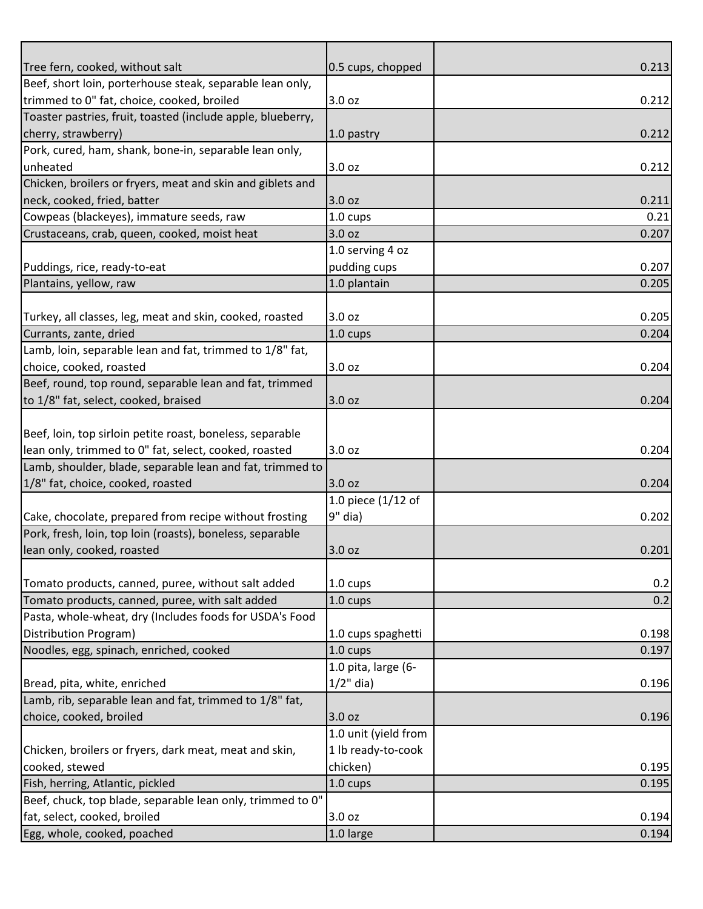| | | | |
|---|---|---|---|
| Tree fern, cooked, without salt | 0.5 cups, chopped | | 0.213 |
| Beef, short loin, porterhouse steak, separable lean only, trimmed to 0" fat, choice, cooked, broiled | 3.0 oz | | 0.212 |
| Toaster pastries, fruit, toasted (include apple, blueberry, cherry, strawberry) | 1.0 pastry | | 0.212 |
| Pork, cured, ham, shank, bone-in, separable lean only, unheated | 3.0 oz | | 0.212 |
| Chicken, broilers or fryers, meat and skin and giblets and neck, cooked, fried, batter | 3.0 oz | | 0.211 |
| Cowpeas (blackeyes), immature seeds, raw | 1.0 cups | | 0.21 |
| Crustaceans, crab, queen, cooked, moist heat | 3.0 oz | | 0.207 |
| Puddings, rice, ready-to-eat | 1.0 serving 4 oz pudding cups | | 0.207 |
| Plantains, yellow, raw | 1.0 plantain | | 0.205 |
| Turkey, all classes, leg, meat and skin, cooked, roasted | 3.0 oz | | 0.205 |
| Currants, zante, dried | 1.0 cups | | 0.204 |
| Lamb, loin, separable lean and fat, trimmed to 1/8" fat, choice, cooked, roasted | 3.0 oz | | 0.204 |
| Beef, round, top round, separable lean and fat, trimmed to 1/8" fat, select, cooked, braised | 3.0 oz | | 0.204 |
| Beef, loin, top sirloin petite roast, boneless, separable lean only, trimmed to 0" fat, select, cooked, roasted | 3.0 oz | | 0.204 |
| Lamb, shoulder, blade, separable lean and fat, trimmed to 1/8" fat, choice, cooked, roasted | 3.0 oz | | 0.204 |
| Cake, chocolate, prepared from recipe without frosting | 1.0 piece (1/12 of 9" dia) | | 0.202 |
| Pork, fresh, loin, top loin (roasts), boneless, separable lean only, cooked, roasted | 3.0 oz | | 0.201 |
| Tomato products, canned, puree, without salt added | 1.0 cups | | 0.2 |
| Tomato products, canned, puree, with salt added | 1.0 cups | | 0.2 |
| Pasta, whole-wheat, dry (Includes foods for USDA's Food Distribution Program) | 1.0 cups spaghetti | | 0.198 |
| Noodles, egg, spinach, enriched, cooked | 1.0 cups | | 0.197 |
| Bread, pita, white, enriched | 1.0 pita, large (6-1/2" dia) | | 0.196 |
| Lamb, rib, separable lean and fat, trimmed to 1/8" fat, choice, cooked, broiled | 3.0 oz | | 0.196 |
| Chicken, broilers or fryers, dark meat, meat and skin, cooked, stewed | 1.0 unit (yield from 1 lb ready-to-cook chicken) | | 0.195 |
| Fish, herring, Atlantic, pickled | 1.0 cups | | 0.195 |
| Beef, chuck, top blade, separable lean only, trimmed to 0" fat, select, cooked, broiled | 3.0 oz | | 0.194 |
| Egg, whole, cooked, poached | 1.0 large | | 0.194 |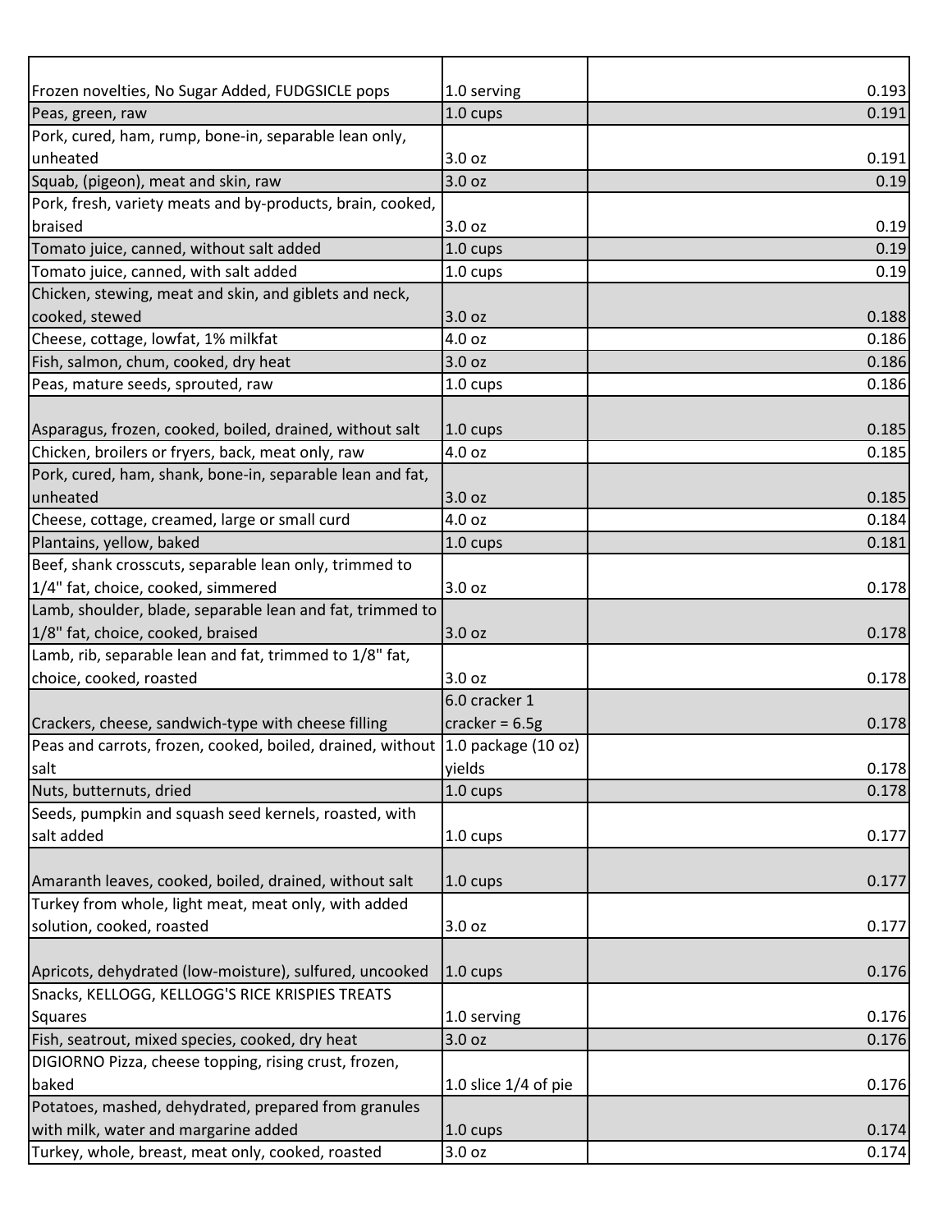| | | |
|---|---|---|
| Frozen novelties, No Sugar Added, FUDGSICLE pops | 1.0 serving | 0.193 |
| Peas, green, raw | 1.0 cups | 0.191 |
| Pork, cured, ham, rump, bone-in, separable lean only, unheated | 3.0 oz | 0.191 |
| Squab, (pigeon), meat and skin, raw | 3.0 oz | 0.19 |
| Pork, fresh, variety meats and by-products, brain, cooked, braised | 3.0 oz | 0.19 |
| Tomato juice, canned, without salt added | 1.0 cups | 0.19 |
| Tomato juice, canned, with salt added | 1.0 cups | 0.19 |
| Chicken, stewing, meat and skin, and giblets and neck, cooked, stewed | 3.0 oz | 0.188 |
| Cheese, cottage, lowfat, 1% milkfat | 4.0 oz | 0.186 |
| Fish, salmon, chum, cooked, dry heat | 3.0 oz | 0.186 |
| Peas, mature seeds, sprouted, raw | 1.0 cups | 0.186 |
| Asparagus, frozen, cooked, boiled, drained, without salt | 1.0 cups | 0.185 |
| Chicken, broilers or fryers, back, meat only, raw | 4.0 oz | 0.185 |
| Pork, cured, ham, shank, bone-in, separable lean and fat, unheated | 3.0 oz | 0.185 |
| Cheese, cottage, creamed, large or small curd | 4.0 oz | 0.184 |
| Plantains, yellow, baked | 1.0 cups | 0.181 |
| Beef, shank crosscuts, separable lean only, trimmed to 1/4" fat, choice, cooked, simmered | 3.0 oz | 0.178 |
| Lamb, shoulder, blade, separable lean and fat, trimmed to 1/8" fat, choice, cooked, braised | 3.0 oz | 0.178 |
| Lamb, rib, separable lean and fat, trimmed to 1/8" fat, choice, cooked, roasted | 3.0 oz | 0.178 |
| Crackers, cheese, sandwich-type with cheese filling | 6.0 cracker 1 cracker = 6.5g | 0.178 |
| Peas and carrots, frozen, cooked, boiled, drained, without salt | 1.0 package (10 oz) yields | 0.178 |
| Nuts, butternuts, dried | 1.0 cups | 0.178 |
| Seeds, pumpkin and squash seed kernels, roasted, with salt added | 1.0 cups | 0.177 |
| Amaranth leaves, cooked, boiled, drained, without salt | 1.0 cups | 0.177 |
| Turkey from whole, light meat, meat only, with added solution, cooked, roasted | 3.0 oz | 0.177 |
| Apricots, dehydrated (low-moisture), sulfured, uncooked | 1.0 cups | 0.176 |
| Snacks, KELLOGG, KELLOGG'S RICE KRISPIES TREATS Squares | 1.0 serving | 0.176 |
| Fish, seatrout, mixed species, cooked, dry heat | 3.0 oz | 0.176 |
| DIGIORNO Pizza, cheese topping, rising crust, frozen, baked | 1.0 slice 1/4 of pie | 0.176 |
| Potatoes, mashed, dehydrated, prepared from granules with milk, water and margarine added | 1.0 cups | 0.174 |
| Turkey, whole, breast, meat only, cooked, roasted | 3.0 oz | 0.174 |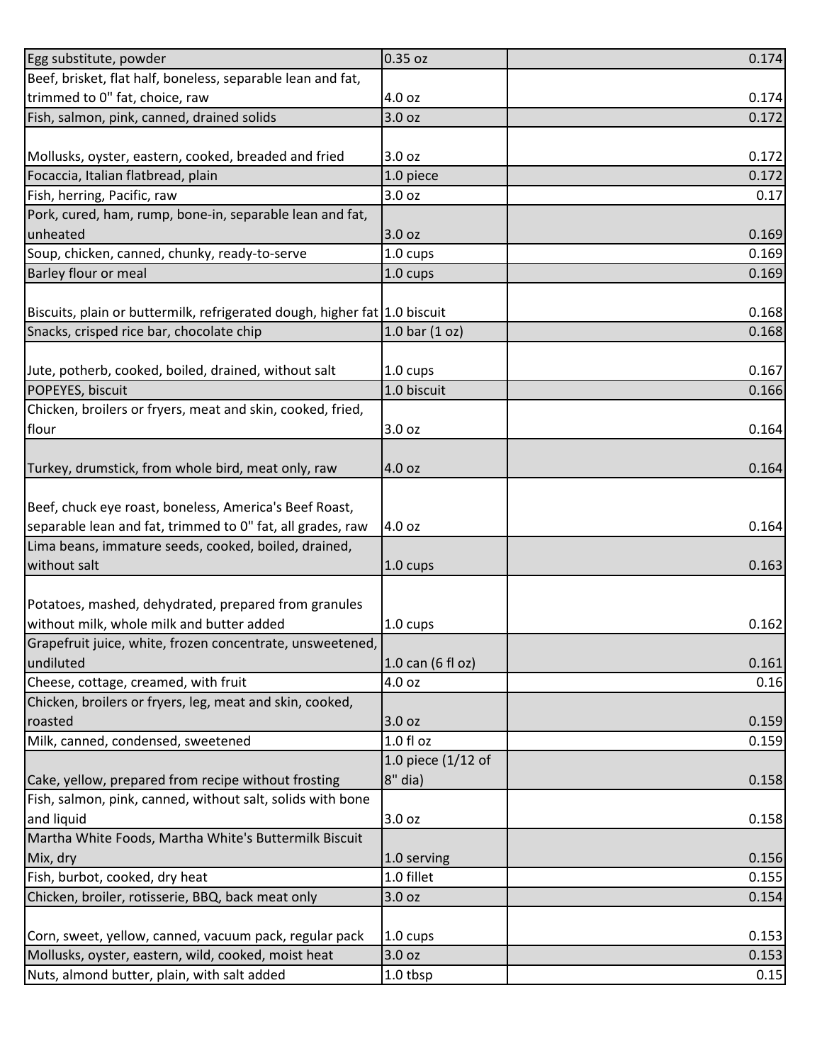| | | |
|---|---|---|
| Egg substitute, powder | 0.35 oz | 0.174 |
| Beef, brisket, flat half, boneless, separable lean and fat, trimmed to 0" fat, choice, raw | 4.0 oz | 0.174 |
| Fish, salmon, pink, canned, drained solids | 3.0 oz | 0.172 |
| Mollusks, oyster, eastern, cooked, breaded and fried | 3.0 oz | 0.172 |
| Focaccia, Italian flatbread, plain | 1.0 piece | 0.172 |
| Fish, herring, Pacific, raw | 3.0 oz | 0.17 |
| Pork, cured, ham, rump, bone-in, separable lean and fat, unheated | 3.0 oz | 0.169 |
| Soup, chicken, canned, chunky, ready-to-serve | 1.0 cups | 0.169 |
| Barley flour or meal | 1.0 cups | 0.169 |
| Biscuits, plain or buttermilk, refrigerated dough, higher fat | 1.0 biscuit | 0.168 |
| Snacks, crisped rice bar, chocolate chip | 1.0 bar (1 oz) | 0.168 |
| Jute, potherb, cooked, boiled, drained, without salt | 1.0 cups | 0.167 |
| POPEYES, biscuit | 1.0 biscuit | 0.166 |
| Chicken, broilers or fryers, meat and skin, cooked, fried, flour | 3.0 oz | 0.164 |
| Turkey, drumstick, from whole bird, meat only, raw | 4.0 oz | 0.164 |
| Beef, chuck eye roast, boneless, America's Beef Roast, separable lean and fat, trimmed to 0" fat, all grades, raw | 4.0 oz | 0.164 |
| Lima beans, immature seeds, cooked, boiled, drained, without salt | 1.0 cups | 0.163 |
| Potatoes, mashed, dehydrated, prepared from granules without milk, whole milk and butter added | 1.0 cups | 0.162 |
| Grapefruit juice, white, frozen concentrate, unsweetened, undiluted | 1.0 can (6 fl oz) | 0.161 |
| Cheese, cottage, creamed, with fruit | 4.0 oz | 0.16 |
| Chicken, broilers or fryers, leg, meat and skin, cooked, roasted | 3.0 oz | 0.159 |
| Milk, canned, condensed, sweetened | 1.0 fl oz | 0.159 |
| Cake, yellow, prepared from recipe without frosting | 1.0 piece (1/12 of 8" dia) | 0.158 |
| Fish, salmon, pink, canned, without salt, solids with bone and liquid | 3.0 oz | 0.158 |
| Martha White Foods, Martha White's Buttermilk Biscuit Mix, dry | 1.0 serving | 0.156 |
| Fish, burbot, cooked, dry heat | 1.0 fillet | 0.155 |
| Chicken, broiler, rotisserie, BBQ, back meat only | 3.0 oz | 0.154 |
| Corn, sweet, yellow, canned, vacuum pack, regular pack | 1.0 cups | 0.153 |
| Mollusks, oyster, eastern, wild, cooked, moist heat | 3.0 oz | 0.153 |
| Nuts, almond butter, plain, with salt added | 1.0 tbsp | 0.15 |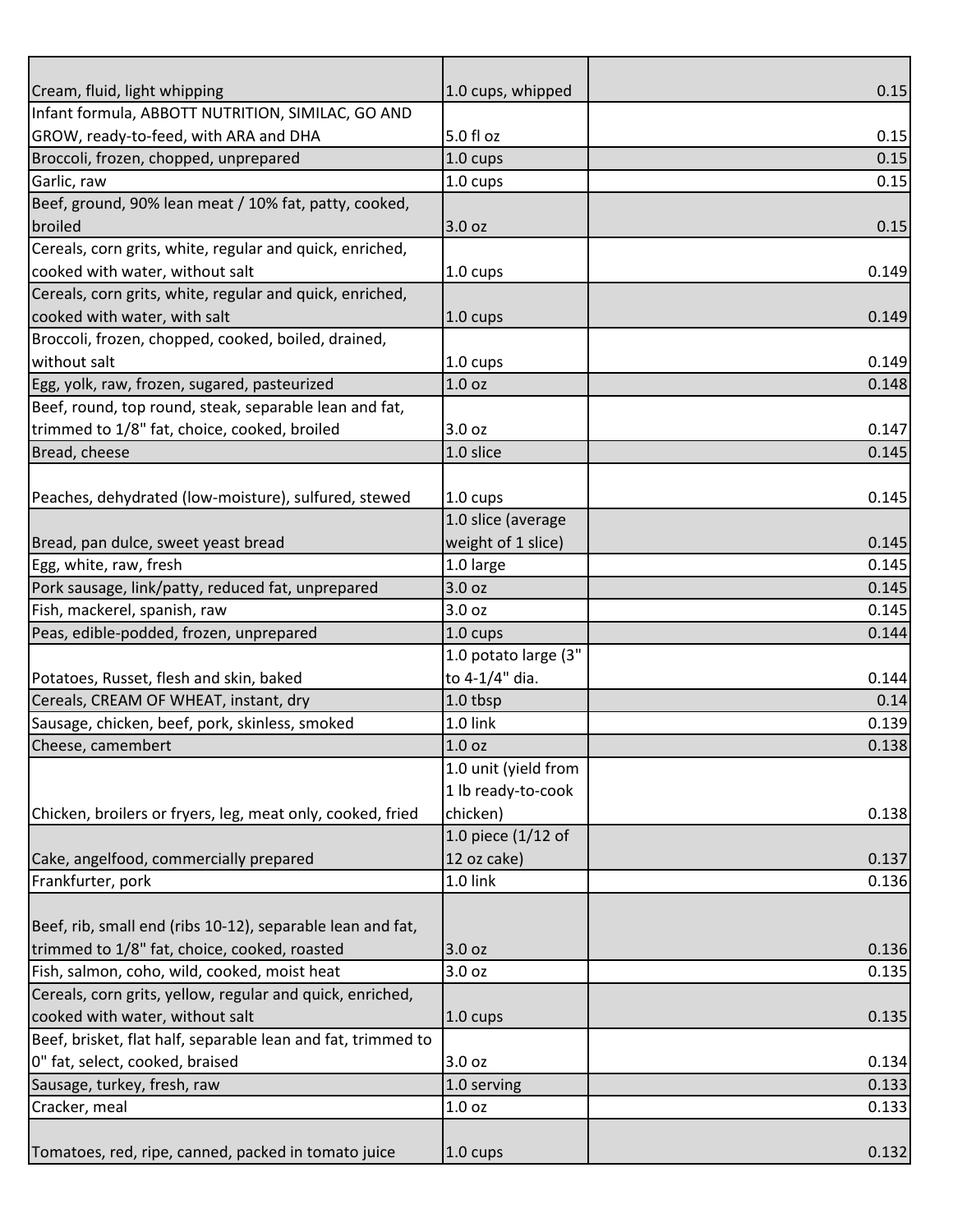| | | |
|---|---|---|
| Cream, fluid, light whipping | 1.0 cups, whipped | 0.15 |
| Infant formula, ABBOTT NUTRITION, SIMILAC, GO AND GROW, ready-to-feed, with ARA and DHA | 5.0 fl oz | 0.15 |
| Broccoli, frozen, chopped, unprepared | 1.0 cups | 0.15 |
| Garlic, raw | 1.0 cups | 0.15 |
| Beef, ground, 90% lean meat / 10% fat, patty, cooked, broiled | 3.0 oz | 0.15 |
| Cereals, corn grits, white, regular and quick, enriched, cooked with water, without salt | 1.0 cups | 0.149 |
| Cereals, corn grits, white, regular and quick, enriched, cooked with water, with salt | 1.0 cups | 0.149 |
| Broccoli, frozen, chopped, cooked, boiled, drained, without salt | 1.0 cups | 0.149 |
| Egg, yolk, raw, frozen, sugared, pasteurized | 1.0 oz | 0.148 |
| Beef, round, top round, steak, separable lean and fat, trimmed to 1/8" fat, choice, cooked, broiled | 3.0 oz | 0.147 |
| Bread, cheese | 1.0 slice | 0.145 |
| Peaches, dehydrated (low-moisture), sulfured, stewed | 1.0 cups | 0.145 |
| Bread, pan dulce, sweet yeast bread | 1.0 slice (average weight of 1 slice) | 0.145 |
| Egg, white, raw, fresh | 1.0 large | 0.145 |
| Pork sausage, link/patty, reduced fat, unprepared | 3.0 oz | 0.145 |
| Fish, mackerel, spanish, raw | 3.0 oz | 0.145 |
| Peas, edible-podded, frozen, unprepared | 1.0 cups | 0.144 |
| Potatoes, Russet, flesh and skin, baked | 1.0 potato large (3" to 4-1/4" dia. | 0.144 |
| Cereals, CREAM OF WHEAT, instant, dry | 1.0 tbsp | 0.14 |
| Sausage, chicken, beef, pork, skinless, smoked | 1.0 link | 0.139 |
| Cheese, camembert | 1.0 oz | 0.138 |
| Chicken, broilers or fryers, leg, meat only, cooked, fried | 1.0 unit (yield from 1 lb ready-to-cook chicken) | 0.138 |
| Cake, angelfood, commercially prepared | 1.0 piece (1/12 of 12 oz cake) | 0.137 |
| Frankfurter, pork | 1.0 link | 0.136 |
| Beef, rib, small end (ribs 10-12), separable lean and fat, trimmed to 1/8" fat, choice, cooked, roasted | 3.0 oz | 0.136 |
| Fish, salmon, coho, wild, cooked, moist heat | 3.0 oz | 0.135 |
| Cereals, corn grits, yellow, regular and quick, enriched, cooked with water, without salt | 1.0 cups | 0.135 |
| Beef, brisket, flat half, separable lean and fat, trimmed to 0" fat, select, cooked, braised | 3.0 oz | 0.134 |
| Sausage, turkey, fresh, raw | 1.0 serving | 0.133 |
| Cracker, meal | 1.0 oz | 0.133 |
| Tomatoes, red, ripe, canned, packed in tomato juice | 1.0 cups | 0.132 |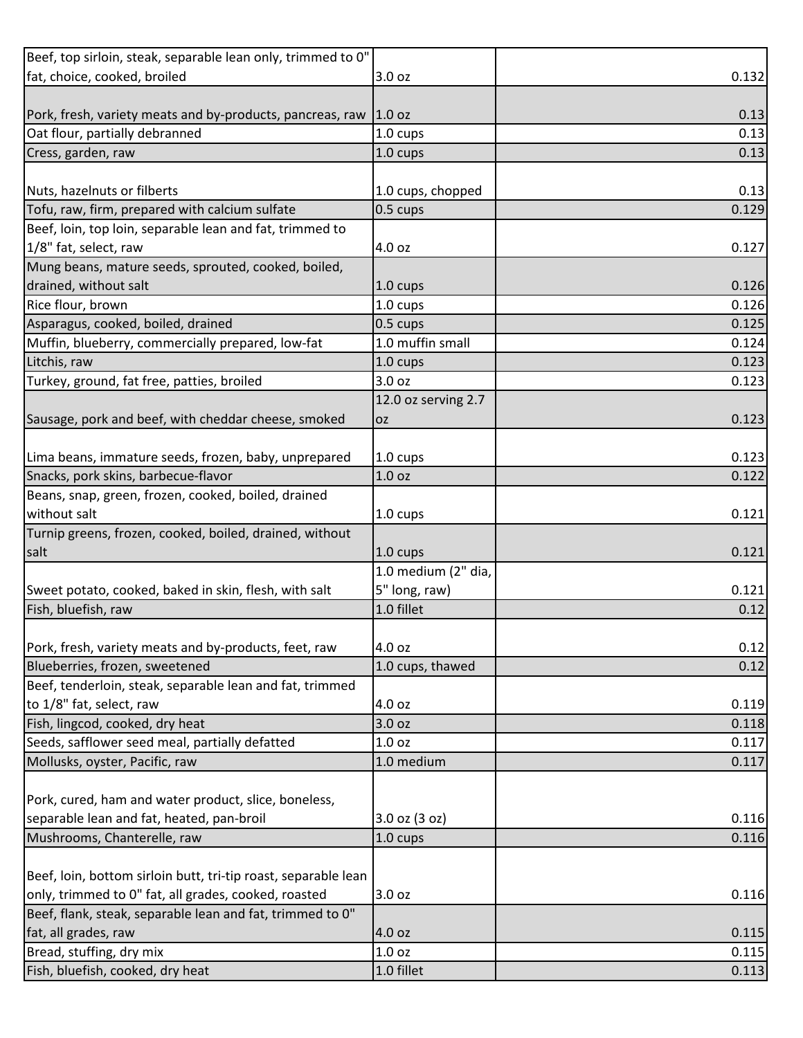| | | | |
|---|---|---|---|
| Beef, top sirloin, steak, separable lean only, trimmed to 0" fat, choice, cooked, broiled | 3.0 oz | | 0.132 |
| Pork, fresh, variety meats and by-products, pancreas, raw | 1.0 oz | | 0.13 |
| Oat flour, partially debranned | 1.0 cups | | 0.13 |
| Cress, garden, raw | 1.0 cups | | 0.13 |
| Nuts, hazelnuts or filberts | 1.0 cups, chopped | | 0.13 |
| Tofu, raw, firm, prepared with calcium sulfate | 0.5 cups | | 0.129 |
| Beef, loin, top loin, separable lean and fat, trimmed to 1/8" fat, select, raw | 4.0 oz | | 0.127 |
| Mung beans, mature seeds, sprouted, cooked, boiled, drained, without salt | 1.0 cups | | 0.126 |
| Rice flour, brown | 1.0 cups | | 0.126 |
| Asparagus, cooked, boiled, drained | 0.5 cups | | 0.125 |
| Muffin, blueberry, commercially prepared, low-fat | 1.0 muffin small | | 0.124 |
| Litchis, raw | 1.0 cups | | 0.123 |
| Turkey, ground, fat free, patties, broiled | 3.0 oz | | 0.123 |
| Sausage, pork and beef, with cheddar cheese, smoked | 12.0 oz serving 2.7 oz | | 0.123 |
| Lima beans, immature seeds, frozen, baby, unprepared | 1.0 cups | | 0.123 |
| Snacks, pork skins, barbecue-flavor | 1.0 oz | | 0.122 |
| Beans, snap, green, frozen, cooked, boiled, drained without salt | 1.0 cups | | 0.121 |
| Turnip greens, frozen, cooked, boiled, drained, without salt | 1.0 cups | | 0.121 |
| Sweet potato, cooked, baked in skin, flesh, with salt | 1.0 medium (2" dia, 5" long, raw) | | 0.121 |
| Fish, bluefish, raw | 1.0 fillet | | 0.12 |
| Pork, fresh, variety meats and by-products, feet, raw | 4.0 oz | | 0.12 |
| Blueberries, frozen, sweetened | 1.0 cups, thawed | | 0.12 |
| Beef, tenderloin, steak, separable lean and fat, trimmed to 1/8" fat, select, raw | 4.0 oz | | 0.119 |
| Fish, lingcod, cooked, dry heat | 3.0 oz | | 0.118 |
| Seeds, safflower seed meal, partially defatted | 1.0 oz | | 0.117 |
| Mollusks, oyster, Pacific, raw | 1.0 medium | | 0.117 |
| Pork, cured, ham and water product, slice, boneless, separable lean and fat, heated, pan-broil | 3.0 oz (3 oz) | | 0.116 |
| Mushrooms, Chanterelle, raw | 1.0 cups | | 0.116 |
| Beef, loin, bottom sirloin butt, tri-tip roast, separable lean only, trimmed to 0" fat, all grades, cooked, roasted | 3.0 oz | | 0.116 |
| Beef, flank, steak, separable lean and fat, trimmed to 0" fat, all grades, raw | 4.0 oz | | 0.115 |
| Bread, stuffing, dry mix | 1.0 oz | | 0.115 |
| Fish, bluefish, cooked, dry heat | 1.0 fillet | | 0.113 |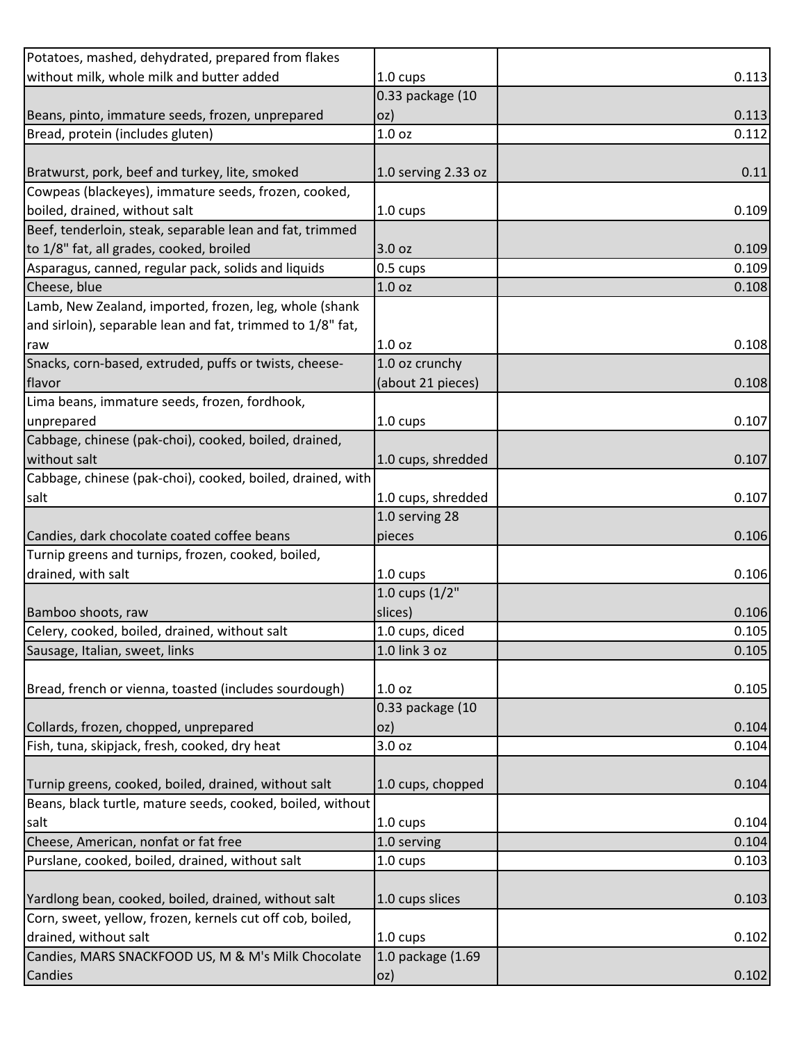| | | |
|---|---|---|
| Potatoes, mashed, dehydrated, prepared from flakes without milk, whole milk and butter added | 1.0 cups | 0.113 |
| Beans, pinto, immature seeds, frozen, unprepared | 0.33 package (10 oz) | 0.113 |
| Bread, protein (includes gluten) | 1.0 oz | 0.112 |
| Bratwurst, pork, beef and turkey, lite, smoked | 1.0 serving 2.33 oz | 0.11 |
| Cowpeas (blackeyes), immature seeds, frozen, cooked, boiled, drained, without salt | 1.0 cups | 0.109 |
| Beef, tenderloin, steak, separable lean and fat, trimmed to 1/8" fat, all grades, cooked, broiled | 3.0 oz | 0.109 |
| Asparagus, canned, regular pack, solids and liquids | 0.5 cups | 0.109 |
| Cheese, blue | 1.0 oz | 0.108 |
| Lamb, New Zealand, imported, frozen, leg, whole (shank and sirloin), separable lean and fat, trimmed to 1/8" fat, raw | 1.0 oz | 0.108 |
| Snacks, corn-based, extruded, puffs or twists, cheese-flavor | 1.0 oz crunchy (about 21 pieces) | 0.108 |
| Lima beans, immature seeds, frozen, fordhook, unprepared | 1.0 cups | 0.107 |
| Cabbage, chinese (pak-choi), cooked, boiled, drained, without salt | 1.0 cups, shredded | 0.107 |
| Cabbage, chinese (pak-choi), cooked, boiled, drained, with salt | 1.0 cups, shredded | 0.107 |
| Candies, dark chocolate coated coffee beans | 1.0 serving 28 pieces | 0.106 |
| Turnip greens and turnips, frozen, cooked, boiled, drained, with salt | 1.0 cups | 0.106 |
| Bamboo shoots, raw | 1.0 cups (1/2" slices) | 0.106 |
| Celery, cooked, boiled, drained, without salt | 1.0 cups, diced | 0.105 |
| Sausage, Italian, sweet, links | 1.0 link 3 oz | 0.105 |
| Bread, french or vienna, toasted (includes sourdough) | 1.0 oz | 0.105 |
| Collards, frozen, chopped, unprepared | 0.33 package (10 oz) | 0.104 |
| Fish, tuna, skipjack, fresh, cooked, dry heat | 3.0 oz | 0.104 |
| Turnip greens, cooked, boiled, drained, without salt | 1.0 cups, chopped | 0.104 |
| Beans, black turtle, mature seeds, cooked, boiled, without salt | 1.0 cups | 0.104 |
| Cheese, American, nonfat or fat free | 1.0 serving | 0.104 |
| Purslane, cooked, boiled, drained, without salt | 1.0 cups | 0.103 |
| Yardlong bean, cooked, boiled, drained, without salt | 1.0 cups slices | 0.103 |
| Corn, sweet, yellow, frozen, kernels cut off cob, boiled, drained, without salt | 1.0 cups | 0.102 |
| Candies, MARS SNACKFOOD US, M & M's Milk Chocolate Candies | 1.0 package (1.69 oz) | 0.102 |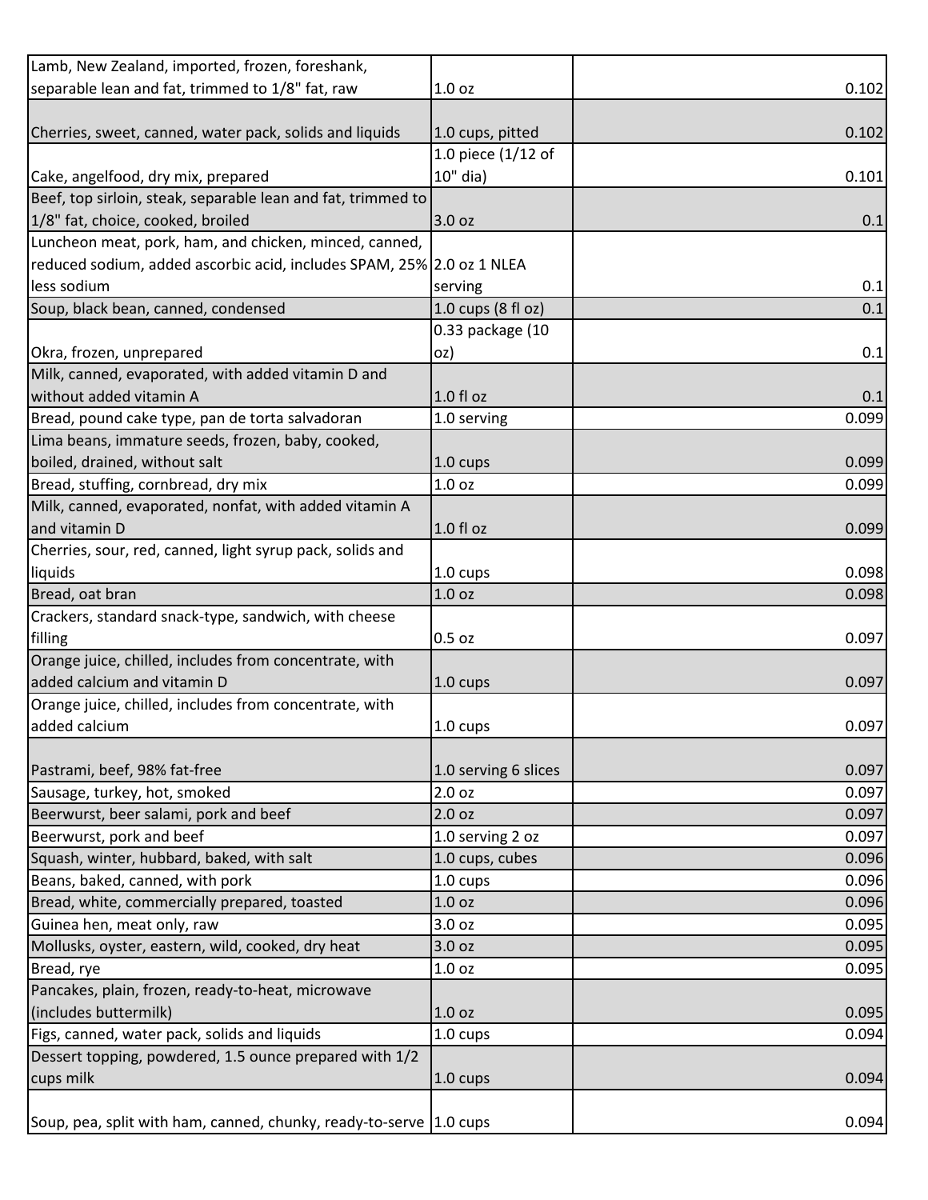| | | |
|---|---|---|
| Lamb, New Zealand, imported, frozen, foreshank, separable lean and fat, trimmed to 1/8" fat, raw | 1.0 oz | 0.102 |
| Cherries, sweet, canned, water pack, solids and liquids | 1.0 cups, pitted | 0.102 |
| Cake, angelfood, dry mix, prepared | 1.0 piece (1/12 of 10" dia) | 0.101 |
| Beef, top sirloin, steak, separable lean and fat, trimmed to 1/8" fat, choice, cooked, broiled | 3.0 oz | 0.1 |
| Luncheon meat, pork, ham, and chicken, minced, canned, reduced sodium, added ascorbic acid, includes SPAM, 25% less sodium | 2.0 oz 1 NLEA serving | 0.1 |
| Soup, black bean, canned, condensed | 1.0 cups (8 fl oz) | 0.1 |
| Okra, frozen, unprepared | 0.33 package (10 oz) | 0.1 |
| Milk, canned, evaporated, with added vitamin D and without added vitamin A | 1.0 fl oz | 0.1 |
| Bread, pound cake type, pan de torta salvadoran | 1.0 serving | 0.099 |
| Lima beans, immature seeds, frozen, baby, cooked, boiled, drained, without salt | 1.0 cups | 0.099 |
| Bread, stuffing, cornbread, dry mix | 1.0 oz | 0.099 |
| Milk, canned, evaporated, nonfat, with added vitamin A and vitamin D | 1.0 fl oz | 0.099 |
| Cherries, sour, red, canned, light syrup pack, solids and liquids | 1.0 cups | 0.098 |
| Bread, oat bran | 1.0 oz | 0.098 |
| Crackers, standard snack-type, sandwich, with cheese filling | 0.5 oz | 0.097 |
| Orange juice, chilled, includes from concentrate, with added calcium and vitamin D | 1.0 cups | 0.097 |
| Orange juice, chilled, includes from concentrate, with added calcium | 1.0 cups | 0.097 |
| Pastrami, beef, 98% fat-free | 1.0 serving 6 slices | 0.097 |
| Sausage, turkey, hot, smoked | 2.0 oz | 0.097 |
| Beerwurst, beer salami, pork and beef | 2.0 oz | 0.097 |
| Beerwurst, pork and beef | 1.0 serving 2 oz | 0.097 |
| Squash, winter, hubbard, baked, with salt | 1.0 cups, cubes | 0.096 |
| Beans, baked, canned, with pork | 1.0 cups | 0.096 |
| Bread, white, commercially prepared, toasted | 1.0 oz | 0.096 |
| Guinea hen, meat only, raw | 3.0 oz | 0.095 |
| Mollusks, oyster, eastern, wild, cooked, dry heat | 3.0 oz | 0.095 |
| Bread, rye | 1.0 oz | 0.095 |
| Pancakes, plain, frozen, ready-to-heat, microwave (includes buttermilk) | 1.0 oz | 0.095 |
| Figs, canned, water pack, solids and liquids | 1.0 cups | 0.094 |
| Dessert topping, powdered, 1.5 ounce prepared with 1/2 cups milk | 1.0 cups | 0.094 |
| Soup, pea, split with ham, canned, chunky, ready-to-serve | 1.0 cups | 0.094 |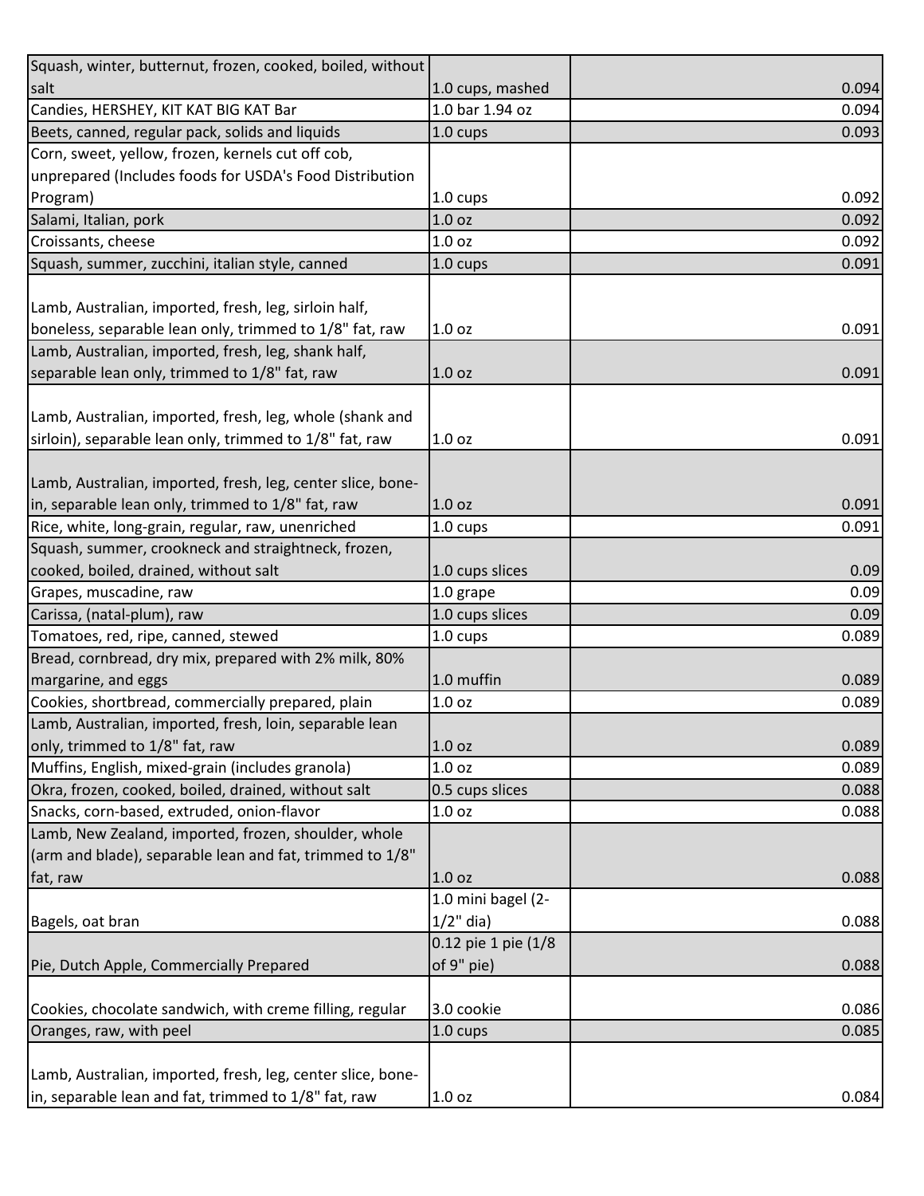| | | |
|---|---|---|
| Squash, winter, butternut, frozen, cooked, boiled, without salt | 1.0 cups, mashed | 0.094 |
| Candies, HERSHEY, KIT KAT BIG KAT Bar | 1.0 bar 1.94 oz | 0.094 |
| Beets, canned, regular pack, solids and liquids | 1.0 cups | 0.093 |
| Corn, sweet, yellow, frozen, kernels cut off cob, unprepared (Includes foods for USDA's Food Distribution Program) | 1.0 cups | 0.092 |
| Salami, Italian, pork | 1.0 oz | 0.092 |
| Croissants, cheese | 1.0 oz | 0.092 |
| Squash, summer, zucchini, italian style, canned | 1.0 cups | 0.091 |
| Lamb, Australian, imported, fresh, leg, sirloin half, boneless, separable lean only, trimmed to 1/8" fat, raw | 1.0 oz | 0.091 |
| Lamb, Australian, imported, fresh, leg, shank half, separable lean only, trimmed to 1/8" fat, raw | 1.0 oz | 0.091 |
| Lamb, Australian, imported, fresh, leg, whole (shank and sirloin), separable lean only, trimmed to 1/8" fat, raw | 1.0 oz | 0.091 |
| Lamb, Australian, imported, fresh, leg, center slice, bone-in, separable lean only, trimmed to 1/8" fat, raw | 1.0 oz | 0.091 |
| Rice, white, long-grain, regular, raw, unenriched | 1.0 cups | 0.091 |
| Squash, summer, crookneck and straightneck, frozen, cooked, boiled, drained, without salt | 1.0 cups slices | 0.09 |
| Grapes, muscadine, raw | 1.0 grape | 0.09 |
| Carissa, (natal-plum), raw | 1.0 cups slices | 0.09 |
| Tomatoes, red, ripe, canned, stewed | 1.0 cups | 0.089 |
| Bread, cornbread, dry mix, prepared with 2% milk, 80% margarine, and eggs | 1.0 muffin | 0.089 |
| Cookies, shortbread, commercially prepared, plain | 1.0 oz | 0.089 |
| Lamb, Australian, imported, fresh, loin, separable lean only, trimmed to 1/8" fat, raw | 1.0 oz | 0.089 |
| Muffins, English, mixed-grain (includes granola) | 1.0 oz | 0.089 |
| Okra, frozen, cooked, boiled, drained, without salt | 0.5 cups slices | 0.088 |
| Snacks, corn-based, extruded, onion-flavor | 1.0 oz | 0.088 |
| Lamb, New Zealand, imported, frozen, shoulder, whole (arm and blade), separable lean and fat, trimmed to 1/8" fat, raw | 1.0 oz | 0.088 |
| Bagels, oat bran | 1.0 mini bagel (2-1/2" dia) | 0.088 |
| Pie, Dutch Apple, Commercially Prepared | 0.12 pie 1 pie (1/8 of 9" pie) | 0.088 |
| Cookies, chocolate sandwich, with creme filling, regular | 3.0 cookie | 0.086 |
| Oranges, raw, with peel | 1.0 cups | 0.085 |
| Lamb, Australian, imported, fresh, leg, center slice, bone-in, separable lean and fat, trimmed to 1/8" fat, raw | 1.0 oz | 0.084 |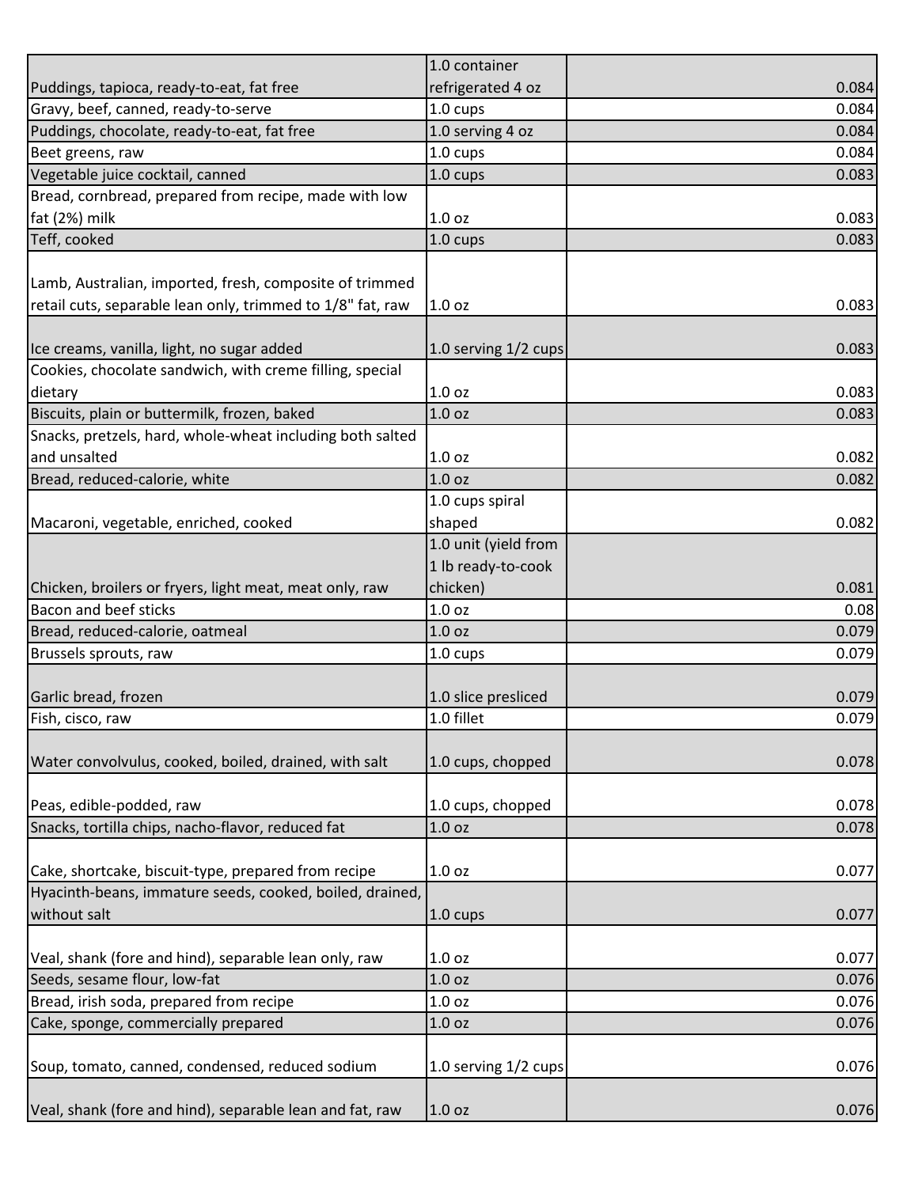| | | |
|---|---|---|
| Puddings, tapioca, ready-to-eat, fat free | 1.0 container refrigerated 4 oz | 0.084 |
| Gravy, beef, canned, ready-to-serve | 1.0 cups | 0.084 |
| Puddings, chocolate, ready-to-eat, fat free | 1.0 serving 4 oz | 0.084 |
| Beet greens, raw | 1.0 cups | 0.084 |
| Vegetable juice cocktail, canned | 1.0 cups | 0.083 |
| Bread, cornbread, prepared from recipe, made with low fat (2%) milk | 1.0 oz | 0.083 |
| Teff, cooked | 1.0 cups | 0.083 |
| Lamb, Australian, imported, fresh, composite of trimmed retail cuts, separable lean only, trimmed to 1/8" fat, raw | 1.0 oz | 0.083 |
| Ice creams, vanilla, light, no sugar added | 1.0 serving 1/2 cups | 0.083 |
| Cookies, chocolate sandwich, with creme filling, special dietary | 1.0 oz | 0.083 |
| Biscuits, plain or buttermilk, frozen, baked | 1.0 oz | 0.083 |
| Snacks, pretzels, hard, whole-wheat including both salted and unsalted | 1.0 oz | 0.082 |
| Bread, reduced-calorie, white | 1.0 oz | 0.082 |
| Macaroni, vegetable, enriched, cooked | 1.0 cups spiral shaped | 0.082 |
| Chicken, broilers or fryers, light meat, meat only, raw | 1.0 unit (yield from 1 lb ready-to-cook chicken) | 0.081 |
| Bacon and beef sticks | 1.0 oz | 0.08 |
| Bread, reduced-calorie, oatmeal | 1.0 oz | 0.079 |
| Brussels sprouts, raw | 1.0 cups | 0.079 |
| Garlic bread, frozen | 1.0 slice presliced | 0.079 |
| Fish, cisco, raw | 1.0 fillet | 0.079 |
| Water convolvulus, cooked, boiled, drained, with salt | 1.0 cups, chopped | 0.078 |
| Peas, edible-podded, raw | 1.0 cups, chopped | 0.078 |
| Snacks, tortilla chips, nacho-flavor, reduced fat | 1.0 oz | 0.078 |
| Cake, shortcake, biscuit-type, prepared from recipe | 1.0 oz | 0.077 |
| Hyacinth-beans, immature seeds, cooked, boiled, drained, without salt | 1.0 cups | 0.077 |
| Veal, shank (fore and hind), separable lean only, raw | 1.0 oz | 0.077 |
| Seeds, sesame flour, low-fat | 1.0 oz | 0.076 |
| Bread, irish soda, prepared from recipe | 1.0 oz | 0.076 |
| Cake, sponge, commercially prepared | 1.0 oz | 0.076 |
| Soup, tomato, canned, condensed, reduced sodium | 1.0 serving 1/2 cups | 0.076 |
| Veal, shank (fore and hind), separable lean and fat, raw | 1.0 oz | 0.076 |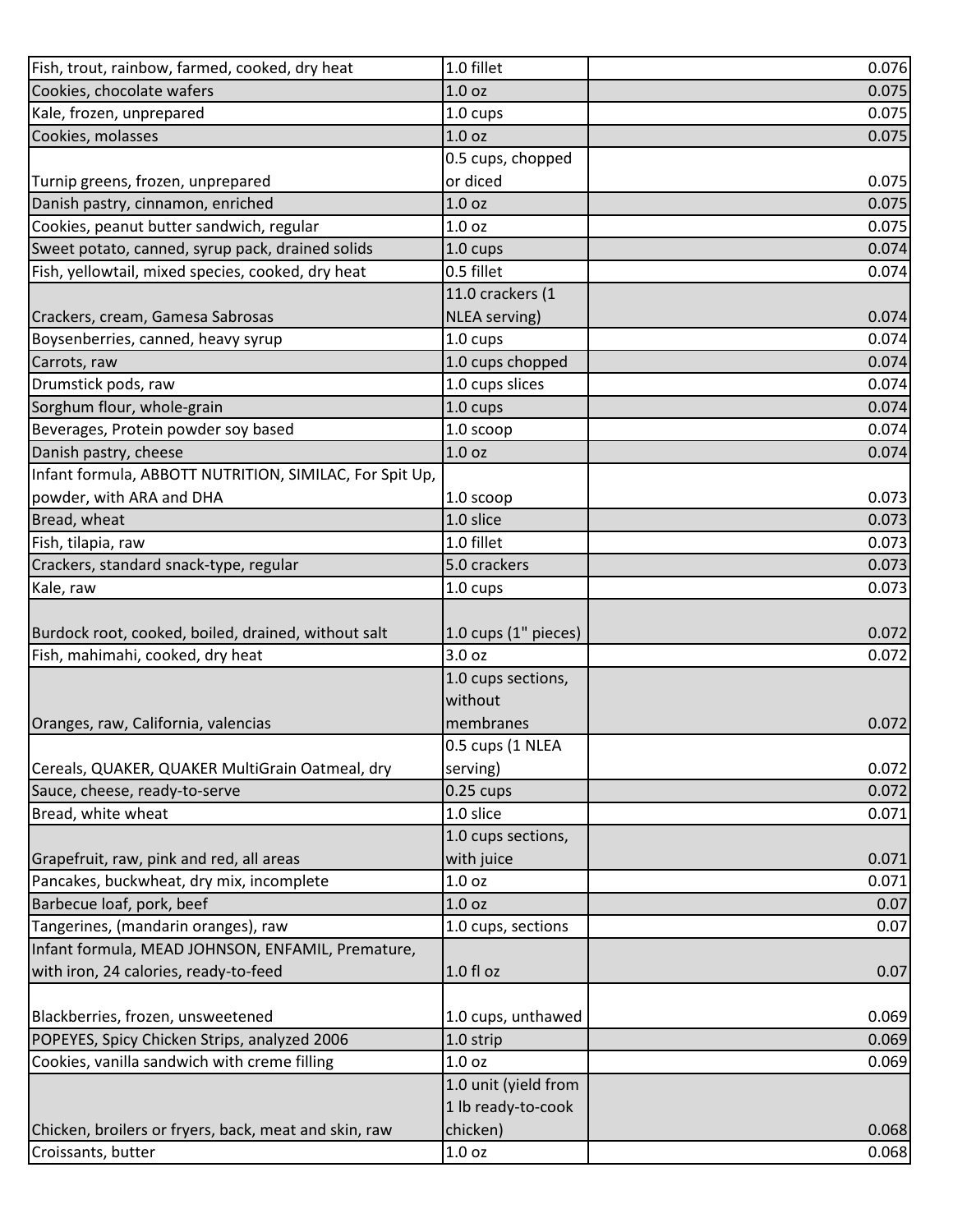| | | |
|---|---|---|
| Fish, trout, rainbow, farmed, cooked, dry heat | 1.0 fillet | 0.076 |
| Cookies, chocolate wafers | 1.0 oz | 0.075 |
| Kale, frozen, unprepared | 1.0 cups | 0.075 |
| Cookies, molasses | 1.0 oz | 0.075 |
| Turnip greens, frozen, unprepared | 0.5 cups, chopped or diced | 0.075 |
| Danish pastry, cinnamon, enriched | 1.0 oz | 0.075 |
| Cookies, peanut butter sandwich, regular | 1.0 oz | 0.075 |
| Sweet potato, canned, syrup pack, drained solids | 1.0 cups | 0.074 |
| Fish, yellowtail, mixed species, cooked, dry heat | 0.5 fillet | 0.074 |
| Crackers, cream, Gamesa Sabrosas | 11.0 crackers (1 NLEA serving) | 0.074 |
| Boysenberries, canned, heavy syrup | 1.0 cups | 0.074 |
| Carrots, raw | 1.0 cups chopped | 0.074 |
| Drumstick pods, raw | 1.0 cups slices | 0.074 |
| Sorghum flour, whole-grain | 1.0 cups | 0.074 |
| Beverages, Protein powder soy based | 1.0 scoop | 0.074 |
| Danish pastry, cheese | 1.0 oz | 0.074 |
| Infant formula, ABBOTT NUTRITION, SIMILAC, For Spit Up, powder, with ARA and DHA | 1.0 scoop | 0.073 |
| Bread, wheat | 1.0 slice | 0.073 |
| Fish, tilapia, raw | 1.0 fillet | 0.073 |
| Crackers, standard snack-type, regular | 5.0 crackers | 0.073 |
| Kale, raw | 1.0 cups | 0.073 |
| Burdock root, cooked, boiled, drained, without salt | 1.0 cups (1" pieces) | 0.072 |
| Fish, mahimahi, cooked, dry heat | 3.0 oz | 0.072 |
| Oranges, raw, California, valencias | 1.0 cups sections, without membranes | 0.072 |
| Cereals, QUAKER, QUAKER MultiGrain Oatmeal, dry | 0.5 cups (1 NLEA serving) | 0.072 |
| Sauce, cheese, ready-to-serve | 0.25 cups | 0.072 |
| Bread, white wheat | 1.0 slice | 0.071 |
| Grapefruit, raw, pink and red, all areas | 1.0 cups sections, with juice | 0.071 |
| Pancakes, buckwheat, dry mix, incomplete | 1.0 oz | 0.071 |
| Barbecue loaf, pork, beef | 1.0 oz | 0.07 |
| Tangerines, (mandarin oranges), raw | 1.0 cups, sections | 0.07 |
| Infant formula, MEAD JOHNSON, ENFAMIL, Premature, with iron, 24 calories, ready-to-feed | 1.0 fl oz | 0.07 |
| Blackberries, frozen, unsweetened | 1.0 cups, unthawed | 0.069 |
| POPEYES, Spicy Chicken Strips, analyzed 2006 | 1.0 strip | 0.069 |
| Cookies, vanilla sandwich with creme filling | 1.0 oz | 0.069 |
| Chicken, broilers or fryers, back, meat and skin, raw | 1.0 unit (yield from 1 lb ready-to-cook chicken) | 0.068 |
| Croissants, butter | 1.0 oz | 0.068 |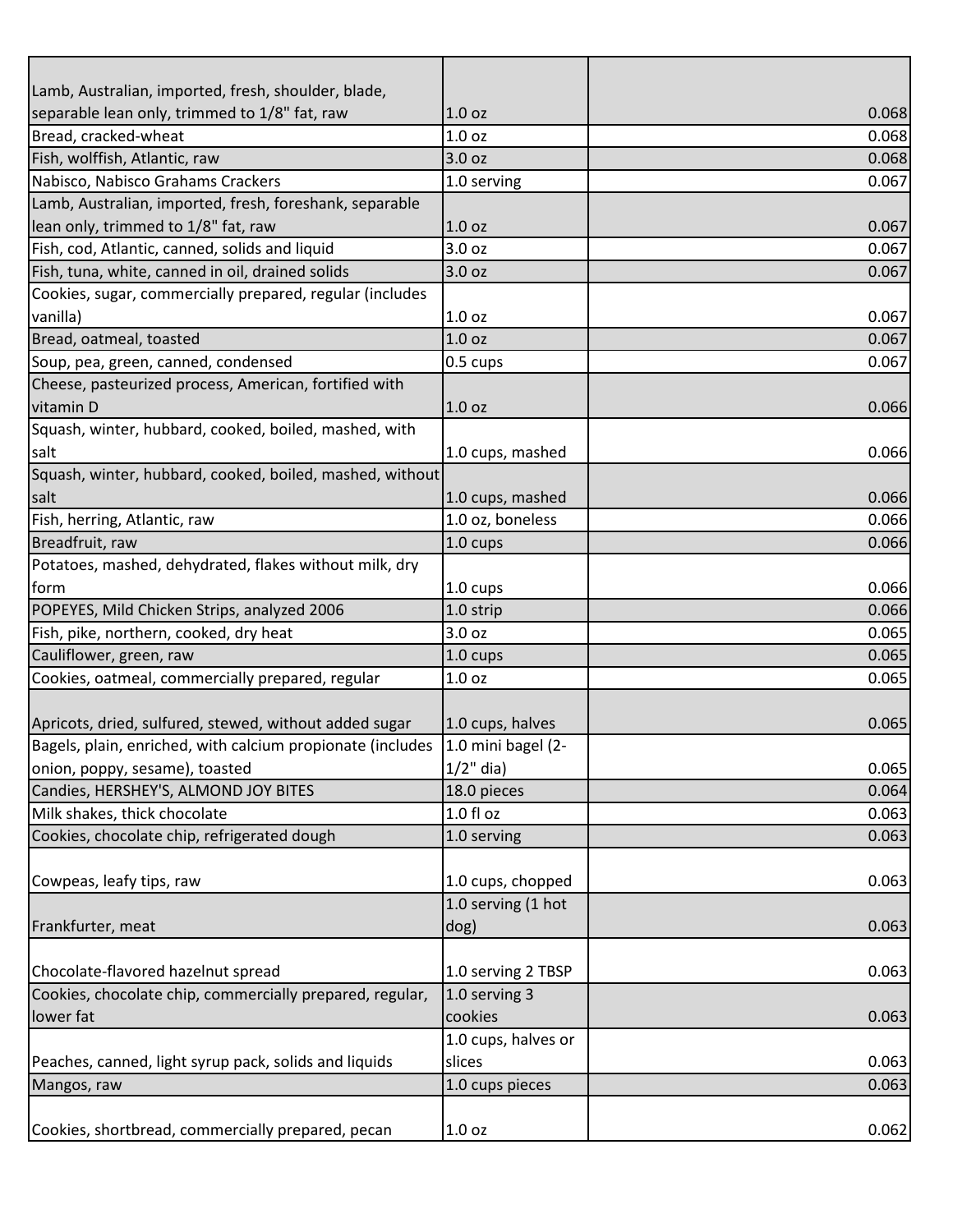| | | | |
|---|---|---|---|
| Lamb, Australian, imported, fresh, shoulder, blade, separable lean only, trimmed to 1/8" fat, raw | 1.0 oz | | 0.068 |
| Bread, cracked-wheat | 1.0 oz | | 0.068 |
| Fish, wolffish, Atlantic, raw | 3.0 oz | | 0.068 |
| Nabisco, Nabisco Grahams Crackers | 1.0 serving | | 0.067 |
| Lamb, Australian, imported, fresh, foreshank, separable lean only, trimmed to 1/8" fat, raw | 1.0 oz | | 0.067 |
| Fish, cod, Atlantic, canned, solids and liquid | 3.0 oz | | 0.067 |
| Fish, tuna, white, canned in oil, drained solids | 3.0 oz | | 0.067 |
| Cookies, sugar, commercially prepared, regular (includes vanilla) | 1.0 oz | | 0.067 |
| Bread, oatmeal, toasted | 1.0 oz | | 0.067 |
| Soup, pea, green, canned, condensed | 0.5 cups | | 0.067 |
| Cheese, pasteurized process, American, fortified with vitamin D | 1.0 oz | | 0.066 |
| Squash, winter, hubbard, cooked, boiled, mashed, with salt | 1.0 cups, mashed | | 0.066 |
| Squash, winter, hubbard, cooked, boiled, mashed, without salt | 1.0 cups, mashed | | 0.066 |
| Fish, herring, Atlantic, raw | 1.0 oz, boneless | | 0.066 |
| Breadfruit, raw | 1.0 cups | | 0.066 |
| Potatoes, mashed, dehydrated, flakes without milk, dry form | 1.0 cups | | 0.066 |
| POPEYES, Mild Chicken Strips, analyzed 2006 | 1.0 strip | | 0.066 |
| Fish, pike, northern, cooked, dry heat | 3.0 oz | | 0.065 |
| Cauliflower, green, raw | 1.0 cups | | 0.065 |
| Cookies, oatmeal, commercially prepared, regular | 1.0 oz | | 0.065 |
| Apricots, dried, sulfured, stewed, without added sugar | 1.0 cups, halves | | 0.065 |
| Bagels, plain, enriched, with calcium propionate (includes onion, poppy, sesame), toasted | 1.0 mini bagel (2-1/2" dia) | | 0.065 |
| Candies, HERSHEY'S, ALMOND JOY BITES | 18.0 pieces | | 0.064 |
| Milk shakes, thick chocolate | 1.0 fl oz | | 0.063 |
| Cookies, chocolate chip, refrigerated dough | 1.0 serving | | 0.063 |
| Cowpeas, leafy tips, raw | 1.0 cups, chopped | | 0.063 |
| Frankfurter, meat | 1.0 serving (1 hot dog) | | 0.063 |
| Chocolate-flavored hazelnut spread | 1.0 serving 2 TBSP | | 0.063 |
| Cookies, chocolate chip, commercially prepared, regular, lower fat | 1.0 serving 3 cookies | | 0.063 |
| Peaches, canned, light syrup pack, solids and liquids | 1.0 cups, halves or slices | | 0.063 |
| Mangos, raw | 1.0 cups pieces | | 0.063 |
| Cookies, shortbread, commercially prepared, pecan | 1.0 oz | | 0.062 |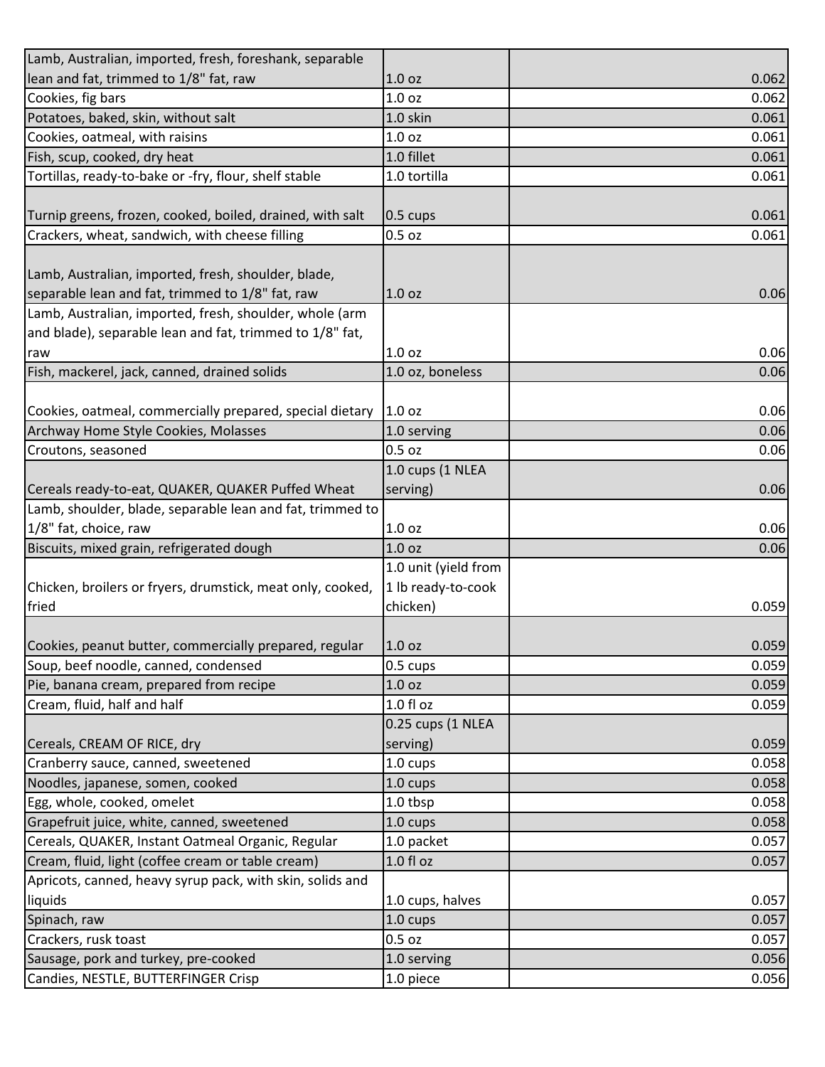| | | |
|---|---|---|
| Lamb, Australian, imported, fresh, foreshank, separable lean and fat, trimmed to 1/8" fat, raw | 1.0 oz | 0.062 |
| Cookies, fig bars | 1.0 oz | 0.062 |
| Potatoes, baked, skin, without salt | 1.0 skin | 0.061 |
| Cookies, oatmeal, with raisins | 1.0 oz | 0.061 |
| Fish, scup, cooked, dry heat | 1.0 fillet | 0.061 |
| Tortillas, ready-to-bake or -fry, flour, shelf stable | 1.0 tortilla | 0.061 |
| Turnip greens, frozen, cooked, boiled, drained, with salt | 0.5 cups | 0.061 |
| Crackers, wheat, sandwich, with cheese filling | 0.5 oz | 0.061 |
| Lamb, Australian, imported, fresh, shoulder, blade, separable lean and fat, trimmed to 1/8" fat, raw | 1.0 oz | 0.06 |
| Lamb, Australian, imported, fresh, shoulder, whole (arm and blade), separable lean and fat, trimmed to 1/8" fat, raw | 1.0 oz | 0.06 |
| Fish, mackerel, jack, canned, drained solids | 1.0 oz, boneless | 0.06 |
| Cookies, oatmeal, commercially prepared, special dietary | 1.0 oz | 0.06 |
| Archway Home Style Cookies, Molasses | 1.0 serving | 0.06 |
| Croutons, seasoned | 0.5 oz | 0.06 |
| Cereals ready-to-eat, QUAKER, QUAKER Puffed Wheat | 1.0 cups (1 NLEA serving) | 0.06 |
| Lamb, shoulder, blade, separable lean and fat, trimmed to 1/8" fat, choice, raw | 1.0 oz | 0.06 |
| Biscuits, mixed grain, refrigerated dough | 1.0 oz | 0.06 |
| Chicken, broilers or fryers, drumstick, meat only, cooked, fried | 1.0 unit (yield from 1 lb ready-to-cook chicken) | 0.059 |
| Cookies, peanut butter, commercially prepared, regular | 1.0 oz | 0.059 |
| Soup, beef noodle, canned, condensed | 0.5 cups | 0.059 |
| Pie, banana cream, prepared from recipe | 1.0 oz | 0.059 |
| Cream, fluid, half and half | 1.0 fl oz | 0.059 |
| Cereals, CREAM OF RICE, dry | 0.25 cups (1 NLEA serving) | 0.059 |
| Cranberry sauce, canned, sweetened | 1.0 cups | 0.058 |
| Noodles, japanese, somen, cooked | 1.0 cups | 0.058 |
| Egg, whole, cooked, omelet | 1.0 tbsp | 0.058 |
| Grapefruit juice, white, canned, sweetened | 1.0 cups | 0.058 |
| Cereals, QUAKER, Instant Oatmeal Organic, Regular | 1.0 packet | 0.057 |
| Cream, fluid, light (coffee cream or table cream) | 1.0 fl oz | 0.057 |
| Apricots, canned, heavy syrup pack, with skin, solids and liquids | 1.0 cups, halves | 0.057 |
| Spinach, raw | 1.0 cups | 0.057 |
| Crackers, rusk toast | 0.5 oz | 0.057 |
| Sausage, pork and turkey, pre-cooked | 1.0 serving | 0.056 |
| Candies, NESTLE, BUTTERFINGER Crisp | 1.0 piece | 0.056 |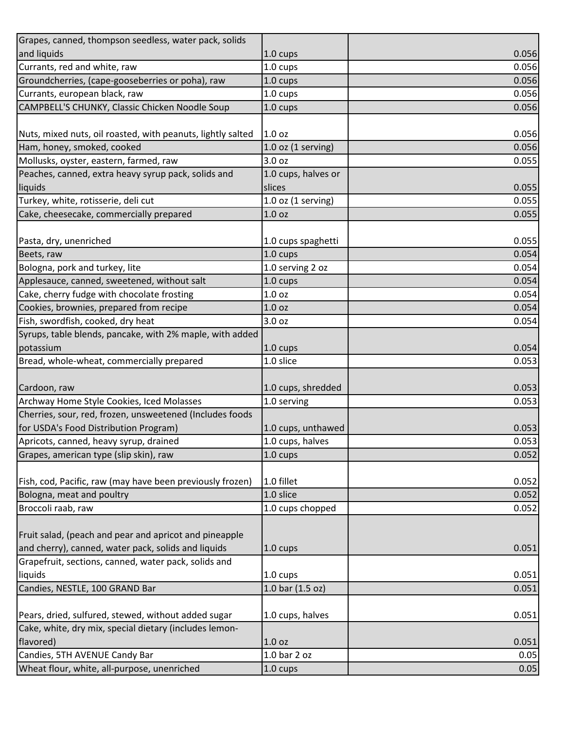| | | |
|---|---|---|
| Grapes, canned, thompson seedless, water pack, solids and liquids | 1.0 cups | 0.056 |
| Currants, red and white, raw | 1.0 cups | 0.056 |
| Groundcherries, (cape-gooseberries or poha), raw | 1.0 cups | 0.056 |
| Currants, european black, raw | 1.0 cups | 0.056 |
| CAMPBELL'S CHUNKY, Classic Chicken Noodle Soup | 1.0 cups | 0.056 |
| Nuts, mixed nuts, oil roasted, with peanuts, lightly salted | 1.0 oz | 0.056 |
| Ham, honey, smoked, cooked | 1.0 oz (1 serving) | 0.056 |
| Mollusks, oyster, eastern, farmed, raw | 3.0 oz | 0.055 |
| Peaches, canned, extra heavy syrup pack, solids and liquids | 1.0 cups, halves or slices | 0.055 |
| Turkey, white, rotisserie, deli cut | 1.0 oz (1 serving) | 0.055 |
| Cake, cheesecake, commercially prepared | 1.0 oz | 0.055 |
| Pasta, dry, unenriched | 1.0 cups spaghetti | 0.055 |
| Beets, raw | 1.0 cups | 0.054 |
| Bologna, pork and turkey, lite | 1.0 serving 2 oz | 0.054 |
| Applesauce, canned, sweetened, without salt | 1.0 cups | 0.054 |
| Cake, cherry fudge with chocolate frosting | 1.0 oz | 0.054 |
| Cookies, brownies, prepared from recipe | 1.0 oz | 0.054 |
| Fish, swordfish, cooked, dry heat | 3.0 oz | 0.054 |
| Syrups, table blends, pancake, with 2% maple, with added potassium | 1.0 cups | 0.054 |
| Bread, whole-wheat, commercially prepared | 1.0 slice | 0.053 |
| Cardoon, raw | 1.0 cups, shredded | 0.053 |
| Archway Home Style Cookies, Iced Molasses | 1.0 serving | 0.053 |
| Cherries, sour, red, frozen, unsweetened (Includes foods for USDA's Food Distribution Program) | 1.0 cups, unthawed | 0.053 |
| Apricots, canned, heavy syrup, drained | 1.0 cups, halves | 0.053 |
| Grapes, american type (slip skin), raw | 1.0 cups | 0.052 |
| Fish, cod, Pacific, raw (may have been previously frozen) | 1.0 fillet | 0.052 |
| Bologna, meat and poultry | 1.0 slice | 0.052 |
| Broccoli raab, raw | 1.0 cups chopped | 0.052 |
| Fruit salad, (peach and pear and apricot and pineapple and cherry), canned, water pack, solids and liquids | 1.0 cups | 0.051 |
| Grapefruit, sections, canned, water pack, solids and liquids | 1.0 cups | 0.051 |
| Candies, NESTLE, 100 GRAND Bar | 1.0 bar (1.5 oz) | 0.051 |
| Pears, dried, sulfured, stewed, without added sugar | 1.0 cups, halves | 0.051 |
| Cake, white, dry mix, special dietary (includes lemon-flavored) | 1.0 oz | 0.051 |
| Candies, 5TH AVENUE Candy Bar | 1.0 bar 2 oz | 0.05 |
| Wheat flour, white, all-purpose, unenriched | 1.0 cups | 0.05 |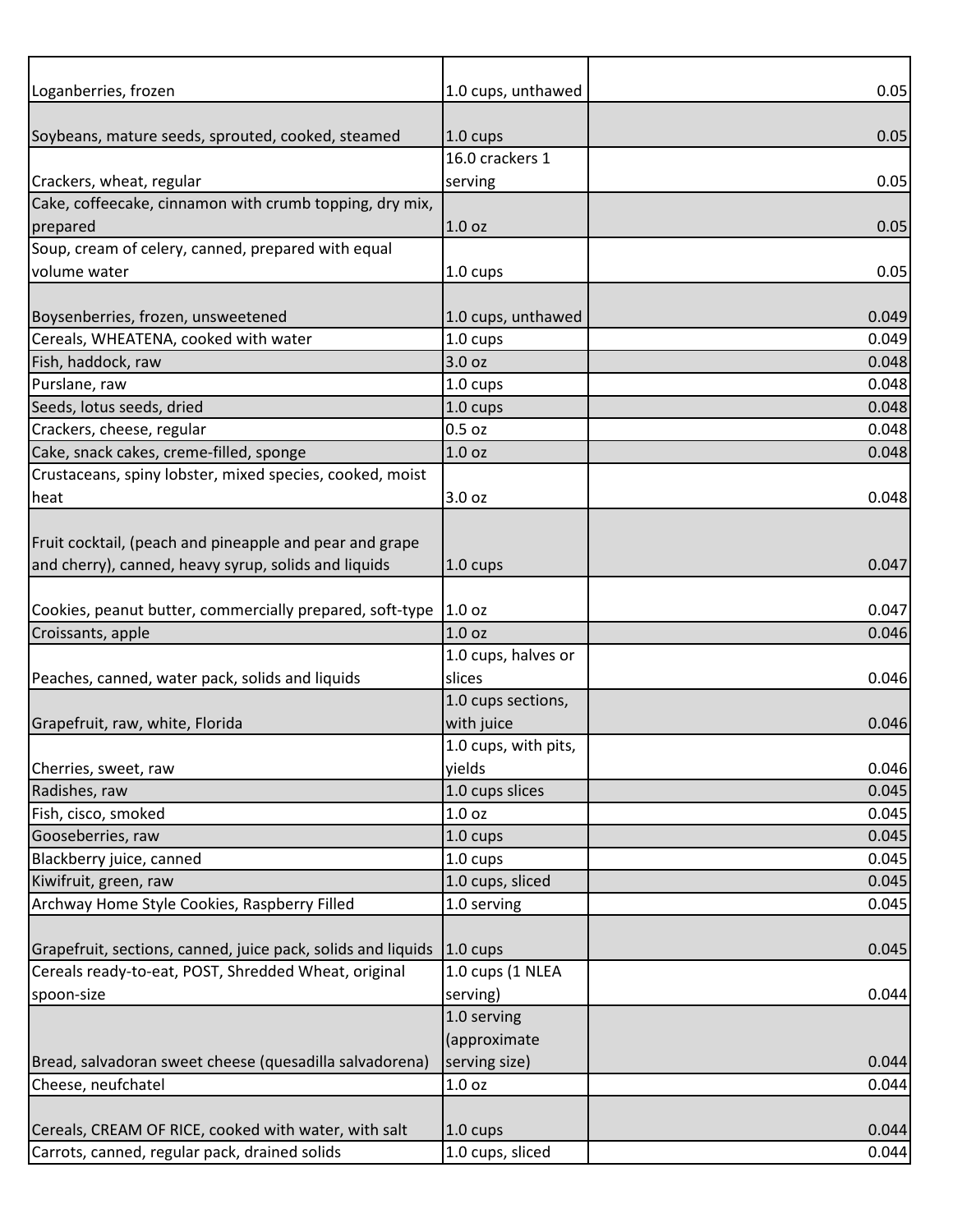| | | | |
|---|---|---|---|
| Loganberries, frozen | 1.0 cups, unthawed | | 0.05 |
| Soybeans, mature seeds, sprouted, cooked, steamed | 1.0 cups | | 0.05 |
| Crackers, wheat, regular | 16.0 crackers 1 serving | | 0.05 |
| Cake, coffeecake, cinnamon with crumb topping, dry mix, prepared | 1.0 oz | | 0.05 |
| Soup, cream of celery, canned, prepared with equal volume water | 1.0 cups | | 0.05 |
| Boysenberries, frozen, unsweetened | 1.0 cups, unthawed | | 0.049 |
| Cereals, WHEATENA, cooked with water | 1.0 cups | | 0.049 |
| Fish, haddock, raw | 3.0 oz | | 0.048 |
| Purslane, raw | 1.0 cups | | 0.048 |
| Seeds, lotus seeds, dried | 1.0 cups | | 0.048 |
| Crackers, cheese, regular | 0.5 oz | | 0.048 |
| Cake, snack cakes, creme-filled, sponge | 1.0 oz | | 0.048 |
| Crustaceans, spiny lobster, mixed species, cooked, moist heat | 3.0 oz | | 0.048 |
| Fruit cocktail, (peach and pineapple and pear and grape and cherry), canned, heavy syrup, solids and liquids | 1.0 cups | | 0.047 |
| Cookies, peanut butter, commercially prepared, soft-type | 1.0 oz | | 0.047 |
| Croissants, apple | 1.0 oz | | 0.046 |
| Peaches, canned, water pack, solids and liquids | 1.0 cups, halves or slices | | 0.046 |
| Grapefruit, raw, white, Florida | 1.0 cups sections, with juice | | 0.046 |
| Cherries, sweet, raw | 1.0 cups, with pits, yields | | 0.046 |
| Radishes, raw | 1.0 cups slices | | 0.045 |
| Fish, cisco, smoked | 1.0 oz | | 0.045 |
| Gooseberries, raw | 1.0 cups | | 0.045 |
| Blackberry juice, canned | 1.0 cups | | 0.045 |
| Kiwifruit, green, raw | 1.0 cups, sliced | | 0.045 |
| Archway Home Style Cookies, Raspberry Filled | 1.0 serving | | 0.045 |
| Grapefruit, sections, canned, juice pack, solids and liquids | 1.0 cups | | 0.045 |
| Cereals ready-to-eat, POST, Shredded Wheat, original spoon-size | 1.0 cups (1 NLEA serving) | | 0.044 |
| Bread, salvadoran sweet cheese (quesadilla salvadorena) | 1.0 serving (approximate serving size) | | 0.044 |
| Cheese, neufchatel | 1.0 oz | | 0.044 |
| Cereals, CREAM OF RICE, cooked with water, with salt | 1.0 cups | | 0.044 |
| Carrots, canned, regular pack, drained solids | 1.0 cups, sliced | | 0.044 |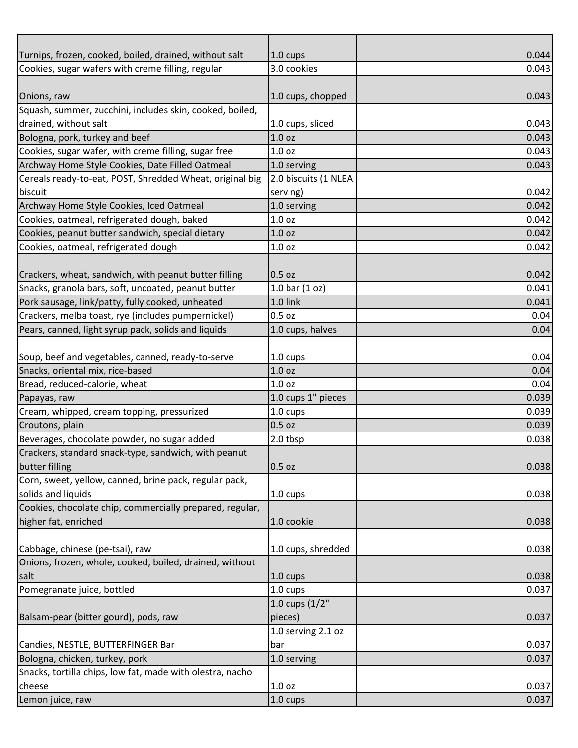| | | |
|---|---|---|
| Turnips, frozen, cooked, boiled, drained, without salt | 1.0 cups | 0.044 |
| Cookies, sugar wafers with creme filling, regular | 3.0 cookies | 0.043 |
| Onions, raw | 1.0 cups, chopped | 0.043 |
| Squash, summer, zucchini, includes skin, cooked, boiled, drained, without salt | 1.0 cups, sliced | 0.043 |
| Bologna, pork, turkey and beef | 1.0 oz | 0.043 |
| Cookies, sugar wafer, with creme filling, sugar free | 1.0 oz | 0.043 |
| Archway Home Style Cookies, Date Filled Oatmeal | 1.0 serving | 0.043 |
| Cereals ready-to-eat, POST, Shredded Wheat, original big biscuit | 2.0 biscuits (1 NLEA serving) | 0.042 |
| Archway Home Style Cookies, Iced Oatmeal | 1.0 serving | 0.042 |
| Cookies, oatmeal, refrigerated dough, baked | 1.0 oz | 0.042 |
| Cookies, peanut butter sandwich, special dietary | 1.0 oz | 0.042 |
| Cookies, oatmeal, refrigerated dough | 1.0 oz | 0.042 |
| Crackers, wheat, sandwich, with peanut butter filling | 0.5 oz | 0.042 |
| Snacks, granola bars, soft, uncoated, peanut butter | 1.0 bar (1 oz) | 0.041 |
| Pork sausage, link/patty, fully cooked, unheated | 1.0 link | 0.041 |
| Crackers, melba toast, rye (includes pumpernickel) | 0.5 oz | 0.04 |
| Pears, canned, light syrup pack, solids and liquids | 1.0 cups, halves | 0.04 |
| Soup, beef and vegetables, canned, ready-to-serve | 1.0 cups | 0.04 |
| Snacks, oriental mix, rice-based | 1.0 oz | 0.04 |
| Bread, reduced-calorie, wheat | 1.0 oz | 0.04 |
| Papayas, raw | 1.0 cups 1" pieces | 0.039 |
| Cream, whipped, cream topping, pressurized | 1.0 cups | 0.039 |
| Croutons, plain | 0.5 oz | 0.039 |
| Beverages, chocolate powder, no sugar added | 2.0 tbsp | 0.038 |
| Crackers, standard snack-type, sandwich, with peanut butter filling | 0.5 oz | 0.038 |
| Corn, sweet, yellow, canned, brine pack, regular pack, solids and liquids | 1.0 cups | 0.038 |
| Cookies, chocolate chip, commercially prepared, regular, higher fat, enriched | 1.0 cookie | 0.038 |
| Cabbage, chinese (pe-tsai), raw | 1.0 cups, shredded | 0.038 |
| Onions, frozen, whole, cooked, boiled, drained, without salt | 1.0 cups | 0.038 |
| Pomegranate juice, bottled | 1.0 cups | 0.037 |
| Balsam-pear (bitter gourd), pods, raw | 1.0 cups (1/2" pieces) | 0.037 |
| Candies, NESTLE, BUTTERFINGER Bar | 1.0 serving 2.1 oz bar | 0.037 |
| Bologna, chicken, turkey, pork | 1.0 serving | 0.037 |
| Snacks, tortilla chips, low fat, made with olestra, nacho cheese | 1.0 oz | 0.037 |
| Lemon juice, raw | 1.0 cups | 0.037 |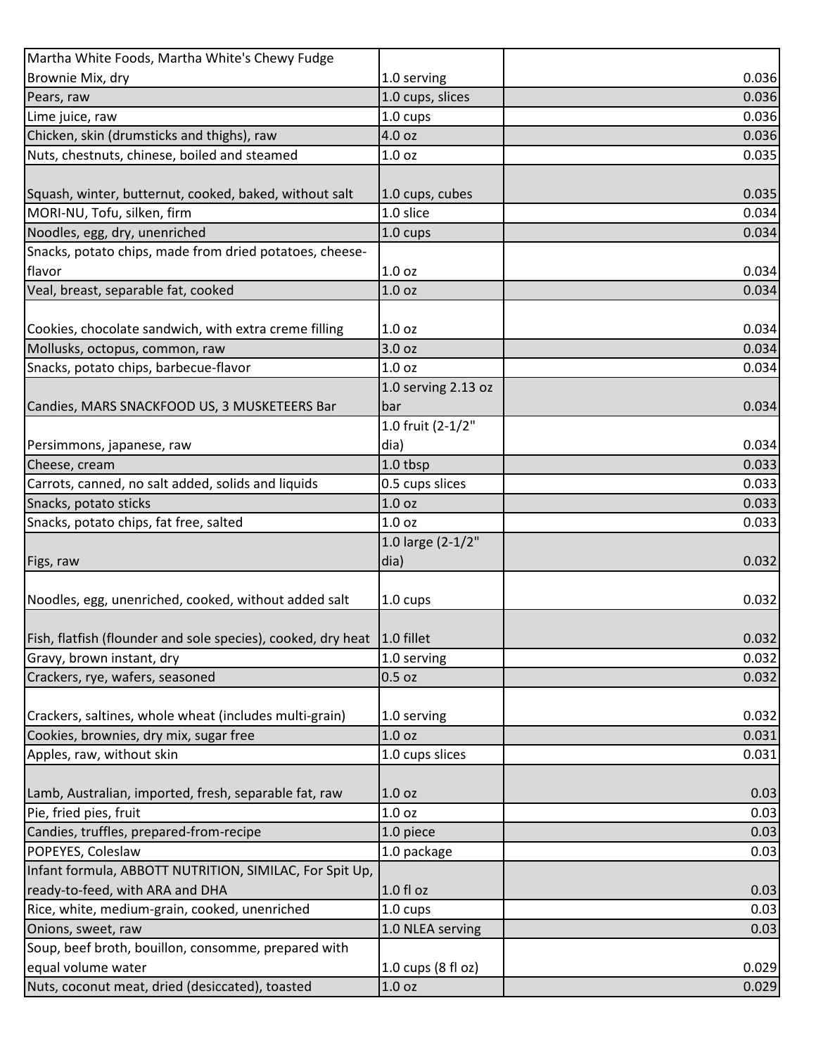| | | |
|---|---|---|
| Martha White Foods, Martha White's Chewy Fudge Brownie Mix, dry | 1.0 serving | 0.036 |
| Pears, raw | 1.0 cups, slices | 0.036 |
| Lime juice, raw | 1.0 cups | 0.036 |
| Chicken, skin (drumsticks and thighs), raw | 4.0 oz | 0.036 |
| Nuts, chestnuts, chinese, boiled and steamed | 1.0 oz | 0.035 |
| Squash, winter, butternut, cooked, baked, without salt | 1.0 cups, cubes | 0.035 |
| MORI-NU, Tofu, silken, firm | 1.0 slice | 0.034 |
| Noodles, egg, dry, unenriched | 1.0 cups | 0.034 |
| Snacks, potato chips, made from dried potatoes, cheese-flavor | 1.0 oz | 0.034 |
| Veal, breast, separable fat, cooked | 1.0 oz | 0.034 |
| Cookies, chocolate sandwich, with extra creme filling | 1.0 oz | 0.034 |
| Mollusks, octopus, common, raw | 3.0 oz | 0.034 |
| Snacks, potato chips, barbecue-flavor | 1.0 oz | 0.034 |
| Candies, MARS SNACKFOOD US, 3 MUSKETEERS Bar | 1.0 serving 2.13 oz bar | 0.034 |
| Persimmons, japanese, raw | 1.0 fruit (2-1/2" dia) | 0.034 |
| Cheese, cream | 1.0 tbsp | 0.033 |
| Carrots, canned, no salt added, solids and liquids | 0.5 cups slices | 0.033 |
| Snacks, potato sticks | 1.0 oz | 0.033 |
| Snacks, potato chips, fat free, salted | 1.0 oz | 0.033 |
| Figs, raw | 1.0 large (2-1/2" dia) | 0.032 |
| Noodles, egg, unenriched, cooked, without added salt | 1.0 cups | 0.032 |
| Fish, flatfish (flounder and sole species), cooked, dry heat | 1.0 fillet | 0.032 |
| Gravy, brown instant, dry | 1.0 serving | 0.032 |
| Crackers, rye, wafers, seasoned | 0.5 oz | 0.032 |
| Crackers, saltines, whole wheat (includes multi-grain) | 1.0 serving | 0.032 |
| Cookies, brownies, dry mix, sugar free | 1.0 oz | 0.031 |
| Apples, raw, without skin | 1.0 cups slices | 0.031 |
| Lamb, Australian, imported, fresh, separable fat, raw | 1.0 oz | 0.03 |
| Pie, fried pies, fruit | 1.0 oz | 0.03 |
| Candies, truffles, prepared-from-recipe | 1.0 piece | 0.03 |
| POPEYES, Coleslaw | 1.0 package | 0.03 |
| Infant formula, ABBOTT NUTRITION, SIMILAC, For Spit Up, ready-to-feed, with ARA and DHA | 1.0 fl oz | 0.03 |
| Rice, white, medium-grain, cooked, unenriched | 1.0 cups | 0.03 |
| Onions, sweet, raw | 1.0 NLEA serving | 0.03 |
| Soup, beef broth, bouillon, consomme, prepared with equal volume water | 1.0 cups (8 fl oz) | 0.029 |
| Nuts, coconut meat, dried (desiccated), toasted | 1.0 oz | 0.029 |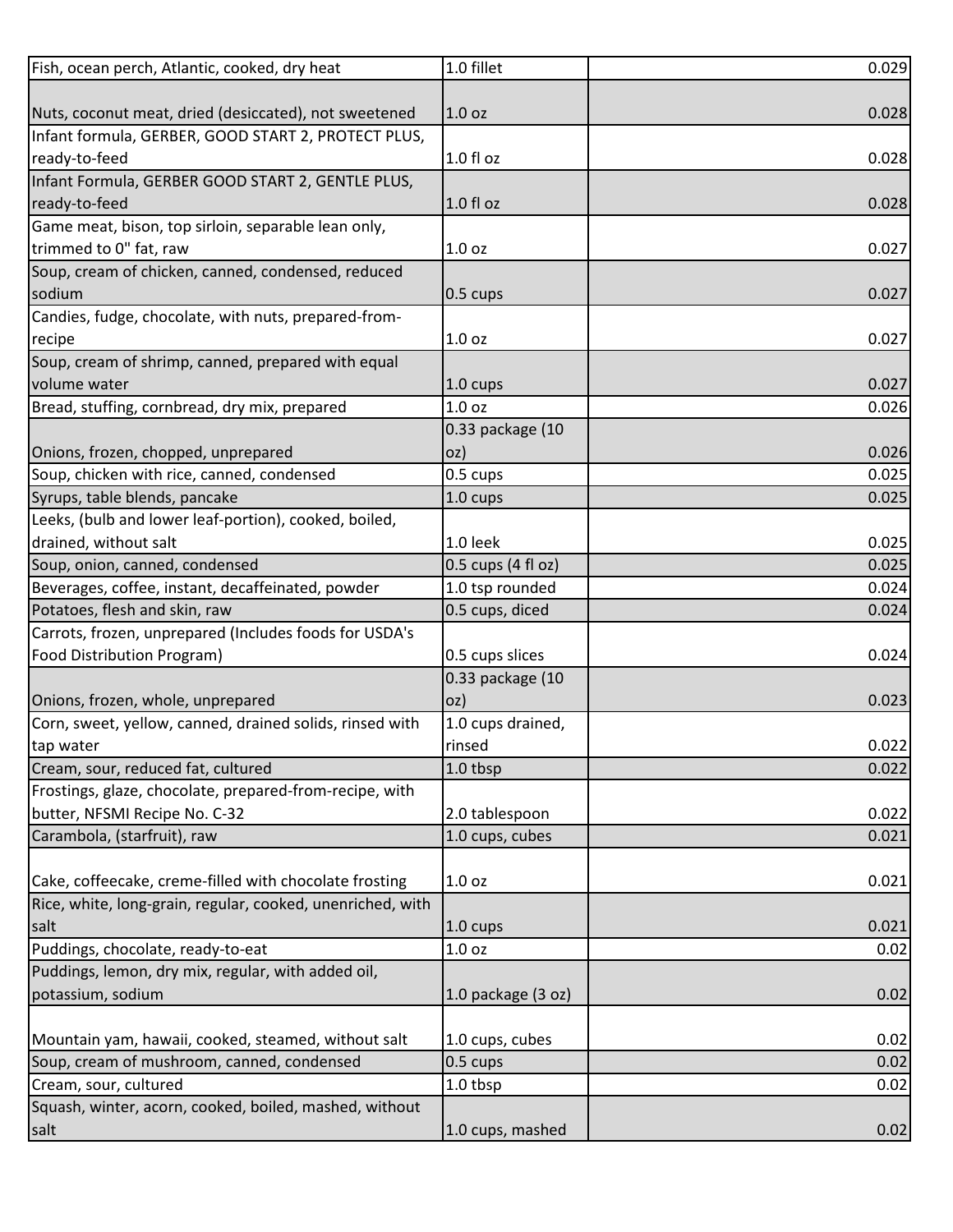| | | |
|---|---|---|
| Fish, ocean perch, Atlantic, cooked, dry heat | 1.0 fillet | 0.029 |
| Nuts, coconut meat, dried (desiccated), not sweetened | 1.0 oz | 0.028 |
| Infant formula, GERBER, GOOD START 2, PROTECT PLUS, ready-to-feed | 1.0 fl oz | 0.028 |
| Infant Formula, GERBER GOOD START 2, GENTLE PLUS, ready-to-feed | 1.0 fl oz | 0.028 |
| Game meat, bison, top sirloin, separable lean only, trimmed to 0" fat, raw | 1.0 oz | 0.027 |
| Soup, cream of chicken, canned, condensed, reduced sodium | 0.5 cups | 0.027 |
| Candies, fudge, chocolate, with nuts, prepared-from-recipe | 1.0 oz | 0.027 |
| Soup, cream of shrimp, canned, prepared with equal volume water | 1.0 cups | 0.027 |
| Bread, stuffing, cornbread, dry mix, prepared | 1.0 oz | 0.026 |
| Onions, frozen, chopped, unprepared | 0.33 package (10 oz) | 0.026 |
| Soup, chicken with rice, canned, condensed | 0.5 cups | 0.025 |
| Syrups, table blends, pancake | 1.0 cups | 0.025 |
| Leeks, (bulb and lower leaf-portion), cooked, boiled, drained, without salt | 1.0 leek | 0.025 |
| Soup, onion, canned, condensed | 0.5 cups (4 fl oz) | 0.025 |
| Beverages, coffee, instant, decaffeinated, powder | 1.0 tsp rounded | 0.024 |
| Potatoes, flesh and skin, raw | 0.5 cups, diced | 0.024 |
| Carrots, frozen, unprepared (Includes foods for USDA's Food Distribution Program) | 0.5 cups slices | 0.024 |
| Onions, frozen, whole, unprepared | 0.33 package (10 oz) | 0.023 |
| Corn, sweet, yellow, canned, drained solids, rinsed with tap water | 1.0 cups drained, rinsed | 0.022 |
| Cream, sour, reduced fat, cultured | 1.0 tbsp | 0.022 |
| Frostings, glaze, chocolate, prepared-from-recipe, with butter, NFSMI Recipe No. C-32 | 2.0 tablespoon | 0.022 |
| Carambola, (starfruit), raw | 1.0 cups, cubes | 0.021 |
| Cake, coffeecake, creme-filled with chocolate frosting | 1.0 oz | 0.021 |
| Rice, white, long-grain, regular, cooked, unenriched, with salt | 1.0 cups | 0.021 |
| Puddings, chocolate, ready-to-eat | 1.0 oz | 0.02 |
| Puddings, lemon, dry mix, regular, with added oil, potassium, sodium | 1.0 package (3 oz) | 0.02 |
| Mountain yam, hawaii, cooked, steamed, without salt | 1.0 cups, cubes | 0.02 |
| Soup, cream of mushroom, canned, condensed | 0.5 cups | 0.02 |
| Cream, sour, cultured | 1.0 tbsp | 0.02 |
| Squash, winter, acorn, cooked, boiled, mashed, without salt | 1.0 cups, mashed | 0.02 |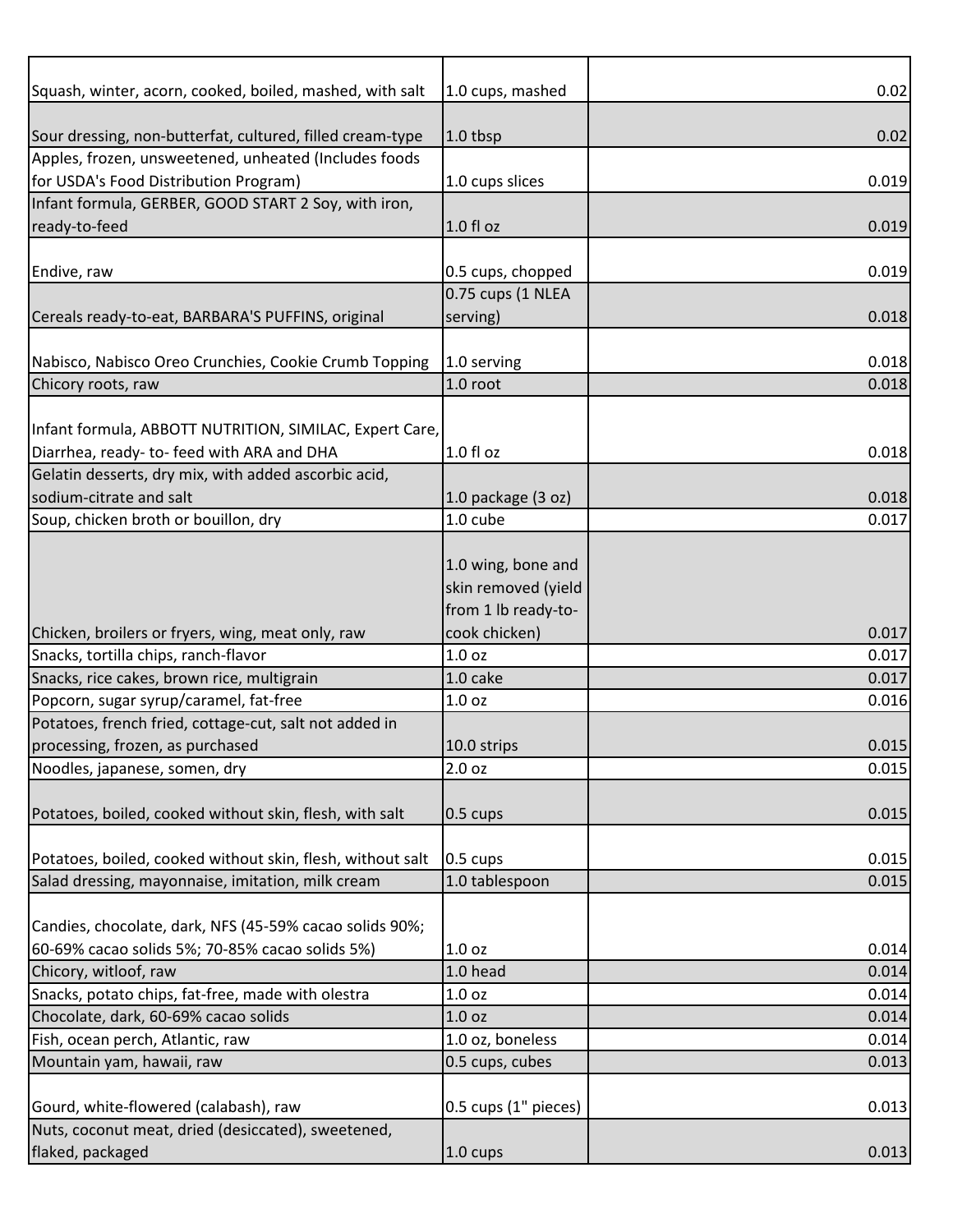| | | | |
|---|---|---|---|
| Squash, winter, acorn, cooked, boiled, mashed, with salt | 1.0 cups, mashed | | 0.02 |
| Sour dressing, non-butterfat, cultured, filled cream-type | 1.0 tbsp | | 0.02 |
| Apples, frozen, unsweetened, unheated (Includes foods for USDA's Food Distribution Program) | 1.0 cups slices | | 0.019 |
| Infant formula, GERBER, GOOD START 2 Soy, with iron, ready-to-feed | 1.0 fl oz | | 0.019 |
| Endive, raw | 0.5 cups, chopped | | 0.019 |
| Cereals ready-to-eat, BARBARA'S PUFFINS, original | 0.75 cups (1 NLEA serving) | | 0.018 |
| Nabisco, Nabisco Oreo Crunchies, Cookie Crumb Topping | 1.0 serving | | 0.018 |
| Chicory roots, raw | 1.0 root | | 0.018 |
| Infant formula, ABBOTT NUTRITION, SIMILAC, Expert Care, Diarrhea, ready- to- feed with ARA and DHA | 1.0 fl oz | | 0.018 |
| Gelatin desserts, dry mix, with added ascorbic acid, sodium-citrate and salt | 1.0 package (3 oz) | | 0.018 |
| Soup, chicken broth or bouillon, dry | 1.0 cube | | 0.017 |
| Chicken, broilers or fryers, wing, meat only, raw | 1.0 wing, bone and skin removed (yield from 1 lb ready-to-cook chicken) | | 0.017 |
| Snacks, tortilla chips, ranch-flavor | 1.0 oz | | 0.017 |
| Snacks, rice cakes, brown rice, multigrain | 1.0 cake | | 0.017 |
| Popcorn, sugar syrup/caramel, fat-free | 1.0 oz | | 0.016 |
| Potatoes, french fried, cottage-cut, salt not added in processing, frozen, as purchased | 10.0 strips | | 0.015 |
| Noodles, japanese, somen, dry | 2.0 oz | | 0.015 |
| Potatoes, boiled, cooked without skin, flesh, with salt | 0.5 cups | | 0.015 |
| Potatoes, boiled, cooked without skin, flesh, without salt | 0.5 cups | | 0.015 |
| Salad dressing, mayonnaise, imitation, milk cream | 1.0 tablespoon | | 0.015 |
| Candies, chocolate, dark, NFS (45-59% cacao solids 90%; 60-69% cacao solids 5%; 70-85% cacao solids 5%) | 1.0 oz | | 0.014 |
| Chicory, witloof, raw | 1.0 head | | 0.014 |
| Snacks, potato chips, fat-free, made with olestra | 1.0 oz | | 0.014 |
| Chocolate, dark, 60-69% cacao solids | 1.0 oz | | 0.014 |
| Fish, ocean perch, Atlantic, raw | 1.0 oz, boneless | | 0.014 |
| Mountain yam, hawaii, raw | 0.5 cups, cubes | | 0.013 |
| Gourd, white-flowered (calabash), raw | 0.5 cups (1" pieces) | | 0.013 |
| Nuts, coconut meat, dried (desiccated), sweetened, flaked, packaged | 1.0 cups | | 0.013 |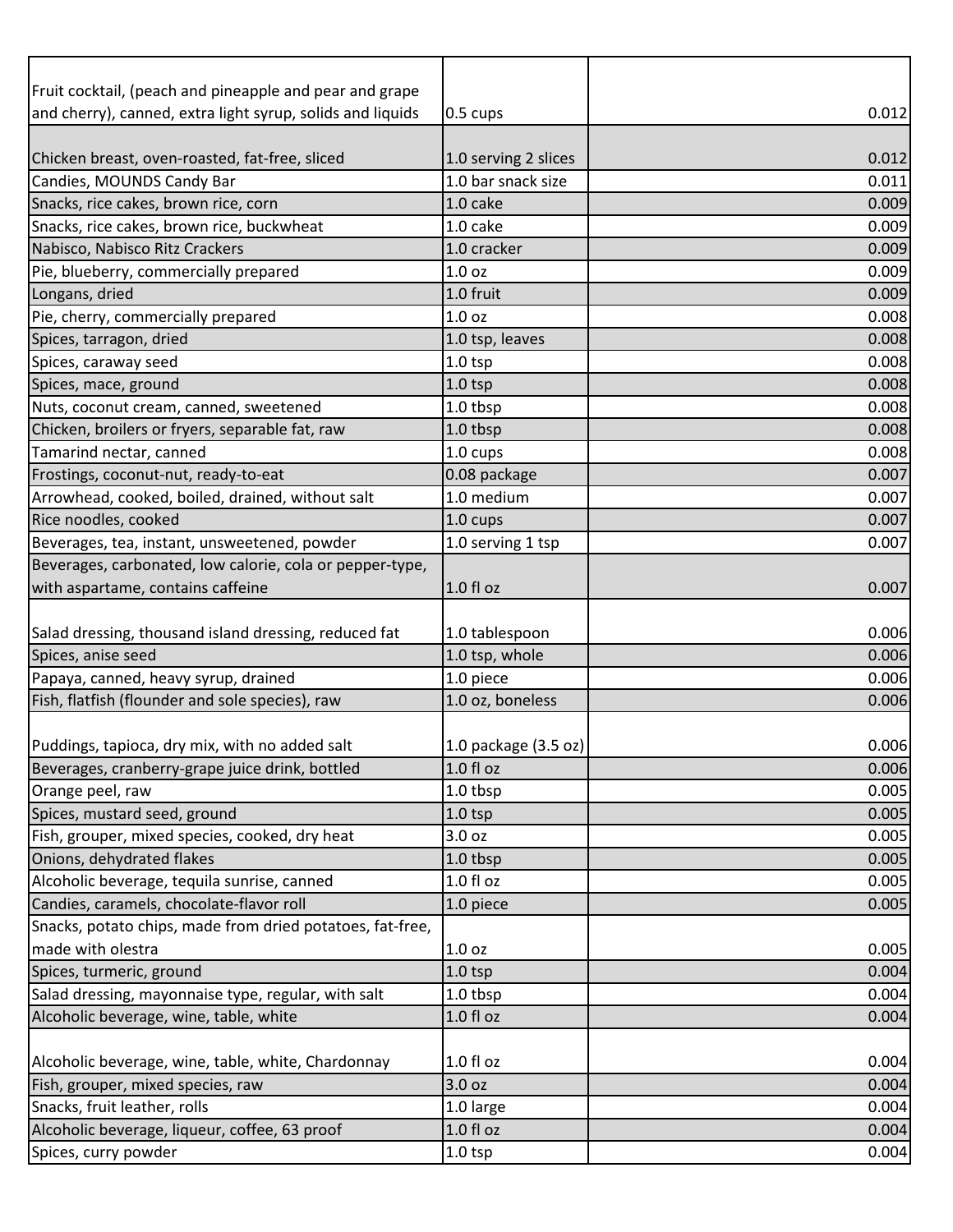| | | |
|---|---|---|
| Fruit cocktail, (peach and pineapple and pear and grape and cherry), canned, extra light syrup, solids and liquids | 0.5 cups | 0.012 |
| Chicken breast, oven-roasted, fat-free, sliced | 1.0 serving 2 slices | 0.012 |
| Candies, MOUNDS Candy Bar | 1.0 bar snack size | 0.011 |
| Snacks, rice cakes, brown rice, corn | 1.0 cake | 0.009 |
| Snacks, rice cakes, brown rice, buckwheat | 1.0 cake | 0.009 |
| Nabisco, Nabisco Ritz Crackers | 1.0 cracker | 0.009 |
| Pie, blueberry, commercially prepared | 1.0 oz | 0.009 |
| Longans, dried | 1.0 fruit | 0.009 |
| Pie, cherry, commercially prepared | 1.0 oz | 0.008 |
| Spices, tarragon, dried | 1.0 tsp, leaves | 0.008 |
| Spices, caraway seed | 1.0 tsp | 0.008 |
| Spices, mace, ground | 1.0 tsp | 0.008 |
| Nuts, coconut cream, canned, sweetened | 1.0 tbsp | 0.008 |
| Chicken, broilers or fryers, separable fat, raw | 1.0 tbsp | 0.008 |
| Tamarind nectar, canned | 1.0 cups | 0.008 |
| Frostings, coconut-nut, ready-to-eat | 0.08 package | 0.007 |
| Arrowhead, cooked, boiled, drained, without salt | 1.0 medium | 0.007 |
| Rice noodles, cooked | 1.0 cups | 0.007 |
| Beverages, tea, instant, unsweetened, powder | 1.0 serving 1 tsp | 0.007 |
| Beverages, carbonated, low calorie, cola or pepper-type, with aspartame, contains caffeine | 1.0 fl oz | 0.007 |
| Salad dressing, thousand island dressing, reduced fat | 1.0 tablespoon | 0.006 |
| Spices, anise seed | 1.0 tsp, whole | 0.006 |
| Papaya, canned, heavy syrup, drained | 1.0 piece | 0.006 |
| Fish, flatfish (flounder and sole species), raw | 1.0 oz, boneless | 0.006 |
| Puddings, tapioca, dry mix, with no added salt | 1.0 package (3.5 oz) | 0.006 |
| Beverages, cranberry-grape juice drink, bottled | 1.0 fl oz | 0.006 |
| Orange peel, raw | 1.0 tbsp | 0.005 |
| Spices, mustard seed, ground | 1.0 tsp | 0.005 |
| Fish, grouper, mixed species, cooked, dry heat | 3.0 oz | 0.005 |
| Onions, dehydrated flakes | 1.0 tbsp | 0.005 |
| Alcoholic beverage, tequila sunrise, canned | 1.0 fl oz | 0.005 |
| Candies, caramels, chocolate-flavor roll | 1.0 piece | 0.005 |
| Snacks, potato chips, made from dried potatoes, fat-free, made with olestra | 1.0 oz | 0.005 |
| Spices, turmeric, ground | 1.0 tsp | 0.004 |
| Salad dressing, mayonnaise type, regular, with salt | 1.0 tbsp | 0.004 |
| Alcoholic beverage, wine, table, white | 1.0 fl oz | 0.004 |
| Alcoholic beverage, wine, table, white, Chardonnay | 1.0 fl oz | 0.004 |
| Fish, grouper, mixed species, raw | 3.0 oz | 0.004 |
| Snacks, fruit leather, rolls | 1.0 large | 0.004 |
| Alcoholic beverage, liqueur, coffee, 63 proof | 1.0 fl oz | 0.004 |
| Spices, curry powder | 1.0 tsp | 0.004 |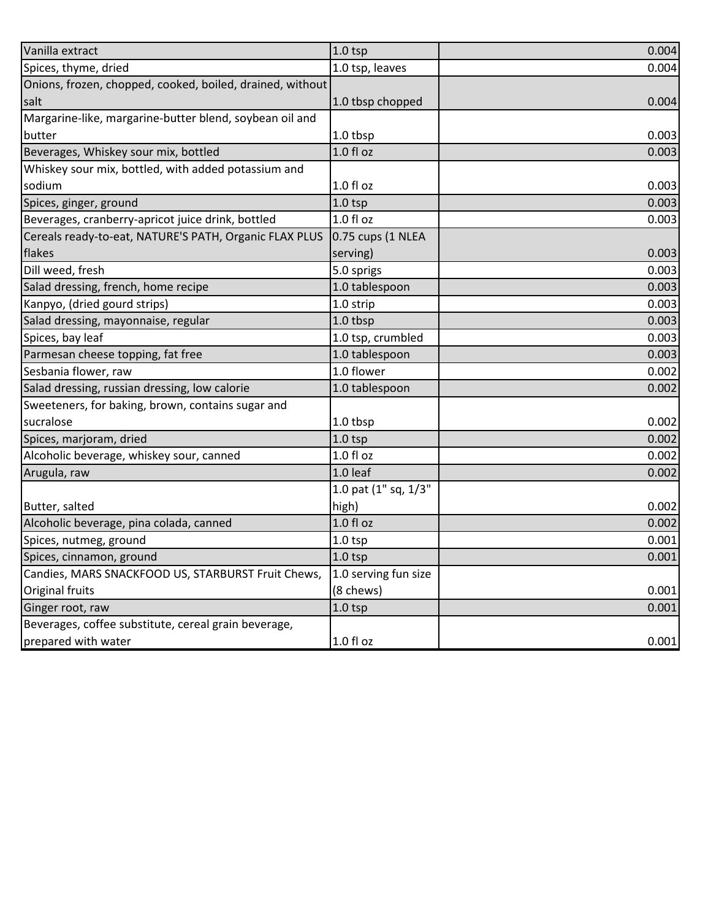| | | |
|---|---|---|
| Vanilla extract | 1.0 tsp | 0.004 |
| Spices, thyme, dried | 1.0 tsp, leaves | 0.004 |
| Onions, frozen, chopped, cooked, boiled, drained, without salt | 1.0 tbsp chopped | 0.004 |
| Margarine-like, margarine-butter blend, soybean oil and butter | 1.0 tbsp | 0.003 |
| Beverages, Whiskey sour mix, bottled | 1.0 fl oz | 0.003 |
| Whiskey sour mix, bottled, with added potassium and sodium | 1.0 fl oz | 0.003 |
| Spices, ginger, ground | 1.0 tsp | 0.003 |
| Beverages, cranberry-apricot juice drink, bottled | 1.0 fl oz | 0.003 |
| Cereals ready-to-eat, NATURE'S PATH, Organic FLAX PLUS flakes | 0.75 cups (1 NLEA serving) | 0.003 |
| Dill weed, fresh | 5.0 sprigs | 0.003 |
| Salad dressing, french, home recipe | 1.0 tablespoon | 0.003 |
| Kanpyo, (dried gourd strips) | 1.0 strip | 0.003 |
| Salad dressing, mayonnaise, regular | 1.0 tbsp | 0.003 |
| Spices, bay leaf | 1.0 tsp, crumbled | 0.003 |
| Parmesan cheese topping, fat free | 1.0 tablespoon | 0.003 |
| Sesbania flower, raw | 1.0 flower | 0.002 |
| Salad dressing, russian dressing, low calorie | 1.0 tablespoon | 0.002 |
| Sweeteners, for baking, brown, contains sugar and sucralose | 1.0 tbsp | 0.002 |
| Spices, marjoram, dried | 1.0 tsp | 0.002 |
| Alcoholic beverage, whiskey sour, canned | 1.0 fl oz | 0.002 |
| Arugula, raw | 1.0 leaf | 0.002 |
| Butter, salted | 1.0 pat (1" sq, 1/3" high) | 0.002 |
| Alcoholic beverage, pina colada, canned | 1.0 fl oz | 0.002 |
| Spices, nutmeg, ground | 1.0 tsp | 0.001 |
| Spices, cinnamon, ground | 1.0 tsp | 0.001 |
| Candies, MARS SNACKFOOD US, STARBURST Fruit Chews, Original fruits | 1.0 serving fun size (8 chews) | 0.001 |
| Ginger root, raw | 1.0 tsp | 0.001 |
| Beverages, coffee substitute, cereal grain beverage, prepared with water | 1.0 fl oz | 0.001 |